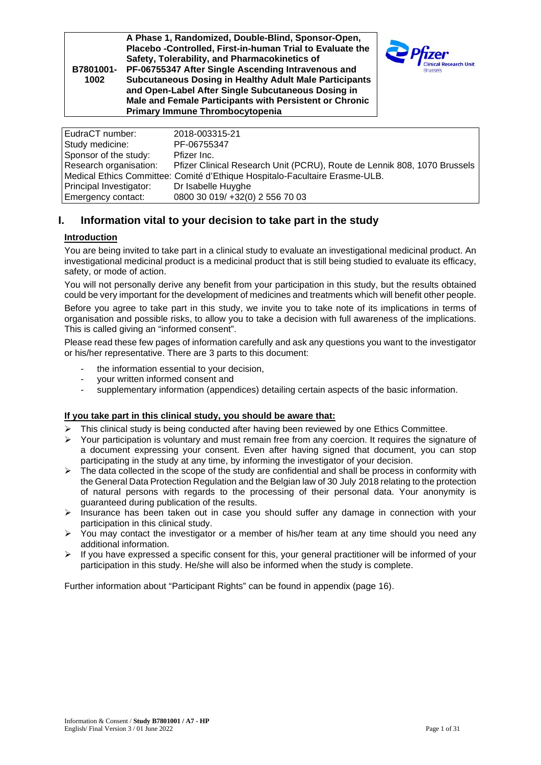| B7801001-1002 | A Phase 1, Randomized, Double-Blind, Sponsor-Open, Placebo -Controlled, First-in-human Trial to Evaluate the Safety, Tolerability, and Pharmacokinetics of PF-06755347 After Single Ascending Intravenous and Subcutaneous Dosing in Healthy Adult Male Participants and Open-Label After Single Subcutaneous Dosing in Male and Female Participants with Persistent or Chronic Primary Immune Thrombocytopenia |
|---|---|

| | |
|---|---|
| EudraCT number: | 2018-003315-21 |
| Study medicine: | PF-06755347 |
| Sponsor of the study: | Pfizer Inc. |
| Research organisation: | Pfizer Clinical Research Unit (PCRU), Route de Lennik 808, 1070 Brussels |
| Medical Ethics Committee: | Comité d'Ethique Hospitalo-Facultaire Erasme-ULB. |
| Principal Investigator: | Dr Isabelle Huyghe |
| Emergency contact: | 0800 30 019/ +32(0) 2 556 70 03 |

# I. Information vital to your decision to take part in the study

**Introduction**

You are being invited to take part in a clinical study to evaluate an investigational medicinal product. An investigational medicinal product is a medicinal product that is still being studied to evaluate its efficacy, safety, or mode of action.

You will not personally derive any benefit from your participation in this study, but the results obtained could be very important for the development of medicines and treatments which will benefit other people.

Before you agree to take part in this study, we invite you to take note of its implications in terms of organisation and possible risks, to allow you to take a decision with full awareness of the implications. This is called giving an "informed consent".

Please read these few pages of information carefully and ask any questions you want to the investigator or his/her representative. There are 3 parts to this document:

- the information essential to your decision,
- your written informed consent and
- supplementary information (appendices) detailing certain aspects of the basic information.

**If you take part in this clinical study, you should be aware that:**

- This clinical study is being conducted after having been reviewed by one Ethics Committee.
- Your participation is voluntary and must remain free from any coercion. It requires the signature of a document expressing your consent. Even after having signed that document, you can stop participating in the study at any time, by informing the investigator of your decision.
- The data collected in the scope of the study are confidential and shall be process in conformity with the General Data Protection Regulation and the Belgian law of 30 July 2018 relating to the protection of natural persons with regards to the processing of their personal data. Your anonymity is guaranteed during publication of the results.
- Insurance has been taken out in case you should suffer any damage in connection with your participation in this clinical study.
- You may contact the investigator or a member of his/her team at any time should you need any additional information.
- If you have expressed a specific consent for this, your general practitioner will be informed of your participation in this study. He/she will also be informed when the study is complete.

Further information about "Participant Rights" can be found in appendix (page 16).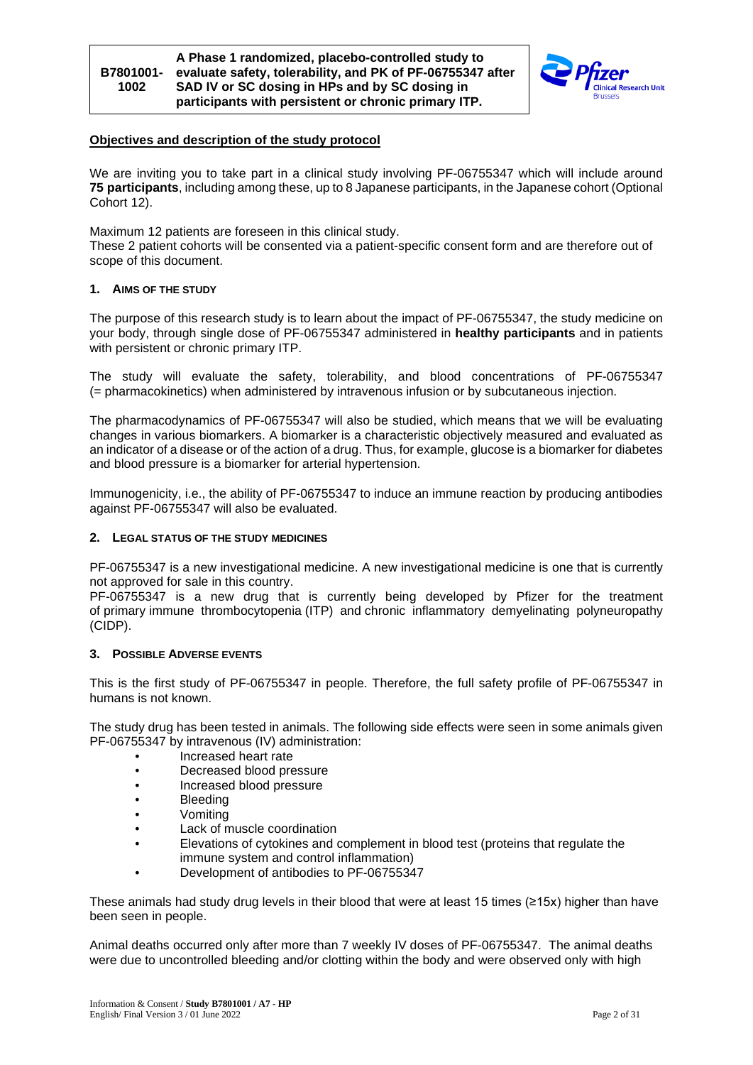## Objectives and description of the study protocol

We are inviting you to take part in a clinical study involving PF-06755347 which will include around **75 participants**, including among these, up to 8 Japanese participants, in the Japanese cohort (Optional Cohort 12).

Maximum 12 patients are foreseen in this clinical study.
These 2 patient cohorts will be consented via a patient-specific consent form and are therefore out of scope of this document.

### 1. AIMS OF THE STUDY

The purpose of this research study is to learn about the impact of PF-06755347, the study medicine on your body, through single dose of PF-06755347 administered in **healthy participants** and in patients with persistent or chronic primary ITP.

The study will evaluate the safety, tolerability, and blood concentrations of PF-06755347 (= pharmacokinetics) when administered by intravenous infusion or by subcutaneous injection.

The pharmacodynamics of PF-06755347 will also be studied, which means that we will be evaluating changes in various biomarkers. A biomarker is a characteristic objectively measured and evaluated as an indicator of a disease or of the action of a drug. Thus, for example, glucose is a biomarker for diabetes and blood pressure is a biomarker for arterial hypertension.

Immunogenicity, i.e., the ability of PF-06755347 to induce an immune reaction by producing antibodies against PF-06755347 will also be evaluated.

### 2. LEGAL STATUS OF THE STUDY MEDICINES

PF-06755347 is a new investigational medicine. A new investigational medicine is one that is currently not approved for sale in this country.
PF-06755347 is a new drug that is currently being developed by Pfizer for the treatment of primary immune thrombocytopenia (ITP) and chronic inflammatory demyelinating polyneuropathy (CIDP).

### 3. POSSIBLE ADVERSE EVENTS

This is the first study of PF-06755347 in people. Therefore, the full safety profile of PF-06755347 in humans is not known.

The study drug has been tested in animals. The following side effects were seen in some animals given PF-06755347 by intravenous (IV) administration:

- Increased heart rate
- Decreased blood pressure
- Increased blood pressure
- Bleeding
- Vomiting
- Lack of muscle coordination
- Elevations of cytokines and complement in blood test (proteins that regulate the immune system and control inflammation)
- Development of antibodies to PF-06755347

These animals had study drug levels in their blood that were at least 15 times (≥15x) higher than have been seen in people.

Animal deaths occurred only after more than 7 weekly IV doses of PF-06755347. The animal deaths were due to uncontrolled bleeding and/or clotting within the body and were observed only with high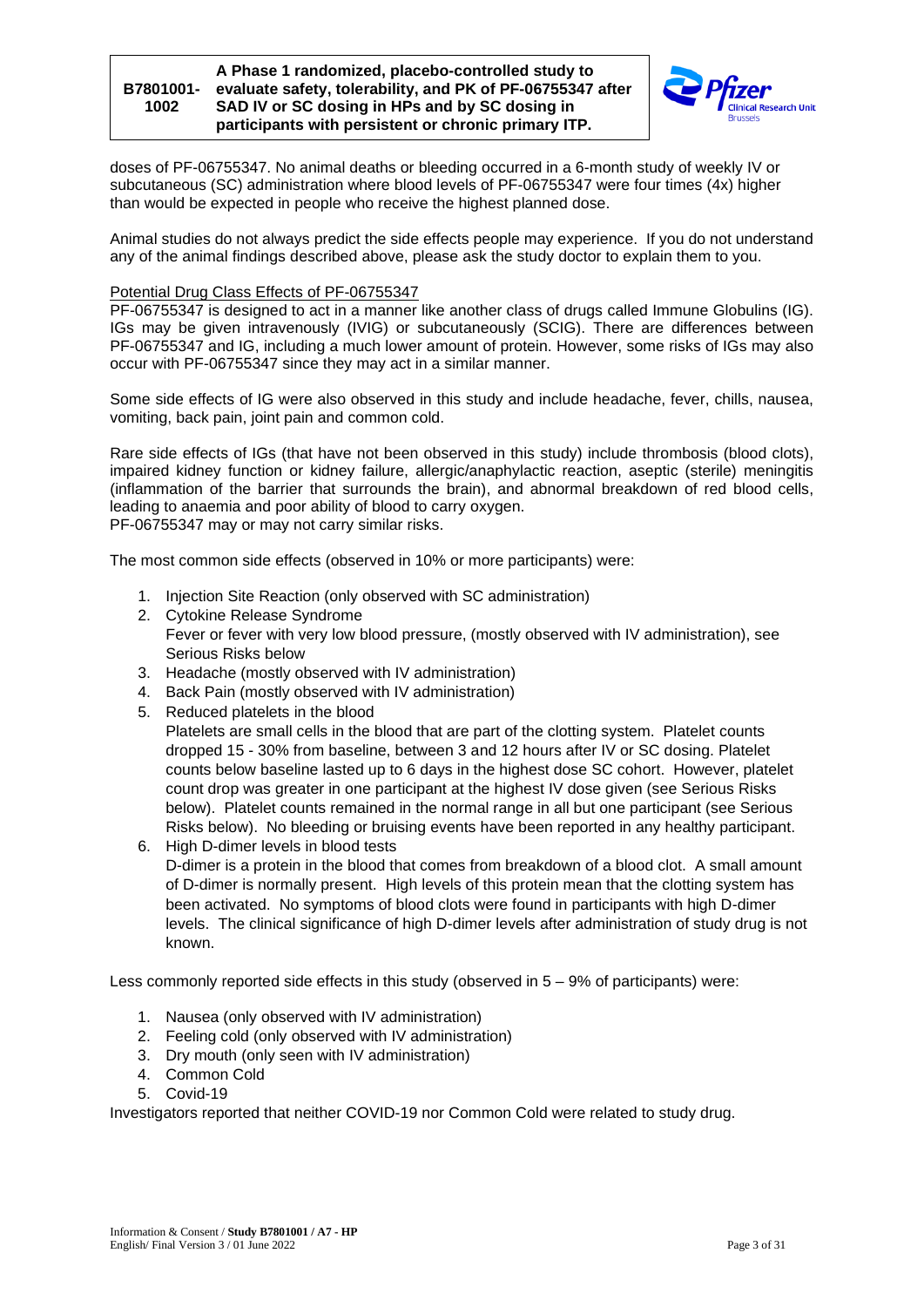doses of PF-06755347. No animal deaths or bleeding occurred in a 6-month study of weekly IV or subcutaneous (SC) administration where blood levels of PF-06755347 were four times (4x) higher than would be expected in people who receive the highest planned dose.

Animal studies do not always predict the side effects people may experience. If you do not understand any of the animal findings described above, please ask the study doctor to explain them to you.

Potential Drug Class Effects of PF-06755347

PF-06755347 is designed to act in a manner like another class of drugs called Immune Globulins (IG). IGs may be given intravenously (IVIG) or subcutaneously (SCIG). There are differences between PF-06755347 and IG, including a much lower amount of protein. However, some risks of IGs may also occur with PF-06755347 since they may act in a similar manner.

Some side effects of IG were also observed in this study and include headache, fever, chills, nausea, vomiting, back pain, joint pain and common cold.

Rare side effects of IGs (that have not been observed in this study) include thrombosis (blood clots), impaired kidney function or kidney failure, allergic/anaphylactic reaction, aseptic (sterile) meningitis (inflammation of the barrier that surrounds the brain), and abnormal breakdown of red blood cells, leading to anaemia and poor ability of blood to carry oxygen.
PF-06755347 may or may not carry similar risks.

The most common side effects (observed in 10% or more participants) were:

1. Injection Site Reaction (only observed with SC administration)
2. Cytokine Release Syndrome
   Fever or fever with very low blood pressure, (mostly observed with IV administration), see Serious Risks below
3. Headache (mostly observed with IV administration)
4. Back Pain (mostly observed with IV administration)
5. Reduced platelets in the blood
   Platelets are small cells in the blood that are part of the clotting system. Platelet counts dropped 15 - 30% from baseline, between 3 and 12 hours after IV or SC dosing. Platelet counts below baseline lasted up to 6 days in the highest dose SC cohort. However, platelet count drop was greater in one participant at the highest IV dose given (see Serious Risks below). Platelet counts remained in the normal range in all but one participant (see Serious Risks below). No bleeding or bruising events have been reported in any healthy participant.
6. High D-dimer levels in blood tests
   D-dimer is a protein in the blood that comes from breakdown of a blood clot. A small amount of D-dimer is normally present. High levels of this protein mean that the clotting system has been activated. No symptoms of blood clots were found in participants with high D-dimer levels. The clinical significance of high D-dimer levels after administration of study drug is not known.

Less commonly reported side effects in this study (observed in 5 – 9% of participants) were:

1. Nausea (only observed with IV administration)
2. Feeling cold (only observed with IV administration)
3. Dry mouth (only seen with IV administration)
4. Common Cold
5. Covid-19

Investigators reported that neither COVID-19 nor Common Cold were related to study drug.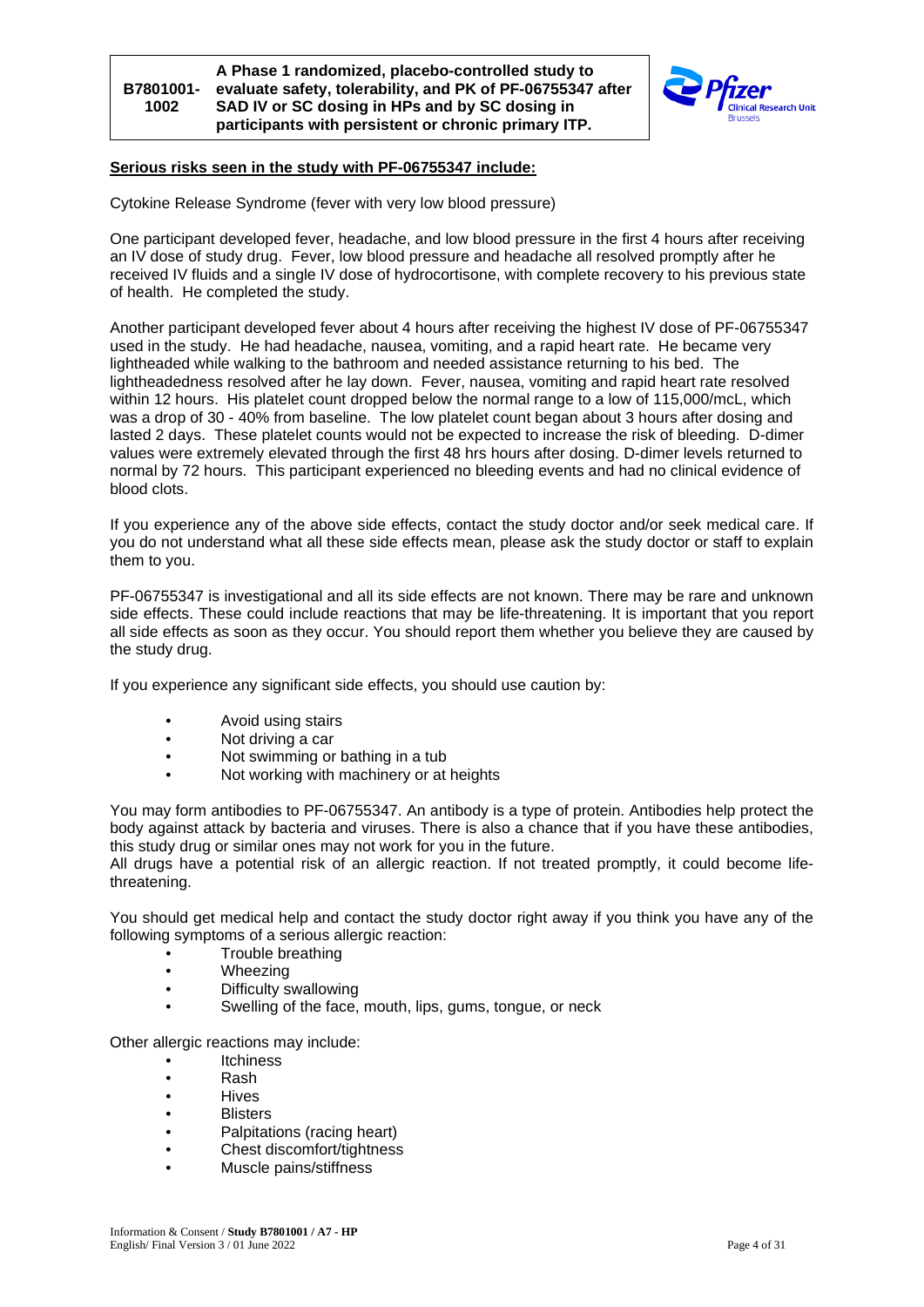**Serious risks seen in the study with PF-06755347 include:**

Cytokine Release Syndrome (fever with very low blood pressure)

One participant developed fever, headache, and low blood pressure in the first 4 hours after receiving an IV dose of study drug. Fever, low blood pressure and headache all resolved promptly after he received IV fluids and a single IV dose of hydrocortisone, with complete recovery to his previous state of health. He completed the study.

Another participant developed fever about 4 hours after receiving the highest IV dose of PF-06755347 used in the study. He had headache, nausea, vomiting, and a rapid heart rate. He became very lightheaded while walking to the bathroom and needed assistance returning to his bed. The lightheadedness resolved after he lay down. Fever, nausea, vomiting and rapid heart rate resolved within 12 hours. His platelet count dropped below the normal range to a low of 115,000/mcL, which was a drop of 30 - 40% from baseline. The low platelet count began about 3 hours after dosing and lasted 2 days. These platelet counts would not be expected to increase the risk of bleeding. D-dimer values were extremely elevated through the first 48 hrs hours after dosing. D-dimer levels returned to normal by 72 hours. This participant experienced no bleeding events and had no clinical evidence of blood clots.

If you experience any of the above side effects, contact the study doctor and/or seek medical care. If you do not understand what all these side effects mean, please ask the study doctor or staff to explain them to you.

PF-06755347 is investigational and all its side effects are not known. There may be rare and unknown side effects. These could include reactions that may be life-threatening. It is important that you report all side effects as soon as they occur. You should report them whether you believe they are caused by the study drug.

If you experience any significant side effects, you should use caution by:

- Avoid using stairs
- Not driving a car
- Not swimming or bathing in a tub
- Not working with machinery or at heights

You may form antibodies to PF-06755347. An antibody is a type of protein. Antibodies help protect the body against attack by bacteria and viruses. There is also a chance that if you have these antibodies, this study drug or similar ones may not work for you in the future.
All drugs have a potential risk of an allergic reaction. If not treated promptly, it could become life-threatening.

You should get medical help and contact the study doctor right away if you think you have any of the following symptoms of a serious allergic reaction:

- Trouble breathing
- Wheezing
- Difficulty swallowing
- Swelling of the face, mouth, lips, gums, tongue, or neck

Other allergic reactions may include:

- Itchiness
- Rash
- Hives
- Blisters
- Palpitations (racing heart)
- Chest discomfort/tightness
- Muscle pains/stiffness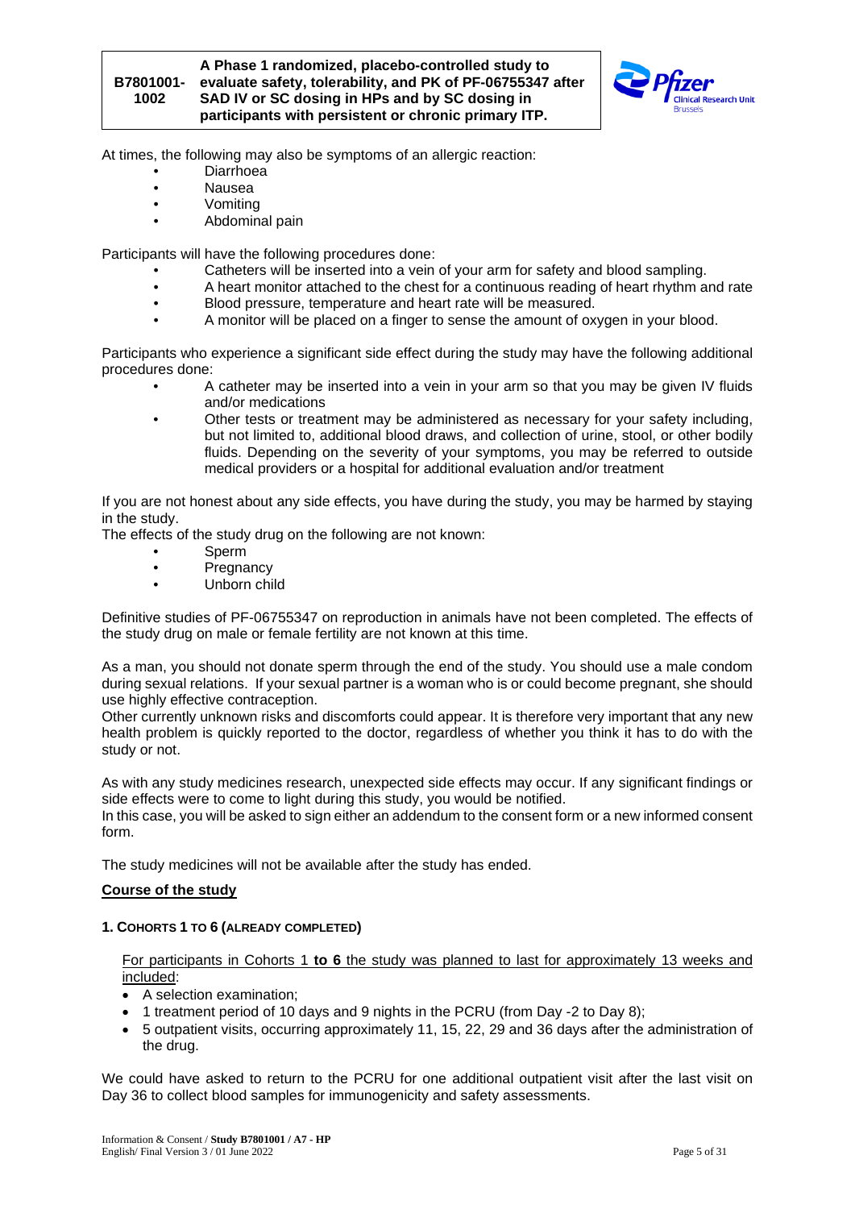At times, the following may also be symptoms of an allergic reaction:

- Diarrhoea
- Nausea
- Vomiting
- Abdominal pain

Participants will have the following procedures done:

- Catheters will be inserted into a vein of your arm for safety and blood sampling.
- A heart monitor attached to the chest for a continuous reading of heart rhythm and rate
- Blood pressure, temperature and heart rate will be measured.
- A monitor will be placed on a finger to sense the amount of oxygen in your blood.

Participants who experience a significant side effect during the study may have the following additional procedures done:

- A catheter may be inserted into a vein in your arm so that you may be given IV fluids and/or medications
- Other tests or treatment may be administered as necessary for your safety including, but not limited to, additional blood draws, and collection of urine, stool, or other bodily fluids. Depending on the severity of your symptoms, you may be referred to outside medical providers or a hospital for additional evaluation and/or treatment

If you are not honest about any side effects, you have during the study, you may be harmed by staying in the study.
The effects of the study drug on the following are not known:

- Sperm
- Pregnancy
- Unborn child

Definitive studies of PF-06755347 on reproduction in animals have not been completed. The effects of the study drug on male or female fertility are not known at this time.

As a man, you should not donate sperm through the end of the study. You should use a male condom during sexual relations. If your sexual partner is a woman who is or could become pregnant, she should use highly effective contraception.
Other currently unknown risks and discomforts could appear. It is therefore very important that any new health problem is quickly reported to the doctor, regardless of whether you think it has to do with the study or not.

As with any study medicines research, unexpected side effects may occur. If any significant findings or side effects were to come to light during this study, you would be notified.
In this case, you will be asked to sign either an addendum to the consent form or a new informed consent form.

The study medicines will not be available after the study has ended.

## Course of the study

### 1. COHORTS 1 TO 6 (ALREADY COMPLETED)

For participants in Cohorts 1 **to 6** the study was planned to last for approximately 13 weeks and included:

- A selection examination;
- 1 treatment period of 10 days and 9 nights in the PCRU (from Day -2 to Day 8);
- 5 outpatient visits, occurring approximately 11, 15, 22, 29 and 36 days after the administration of the drug.

We could have asked to return to the PCRU for one additional outpatient visit after the last visit on Day 36 to collect blood samples for immunogenicity and safety assessments.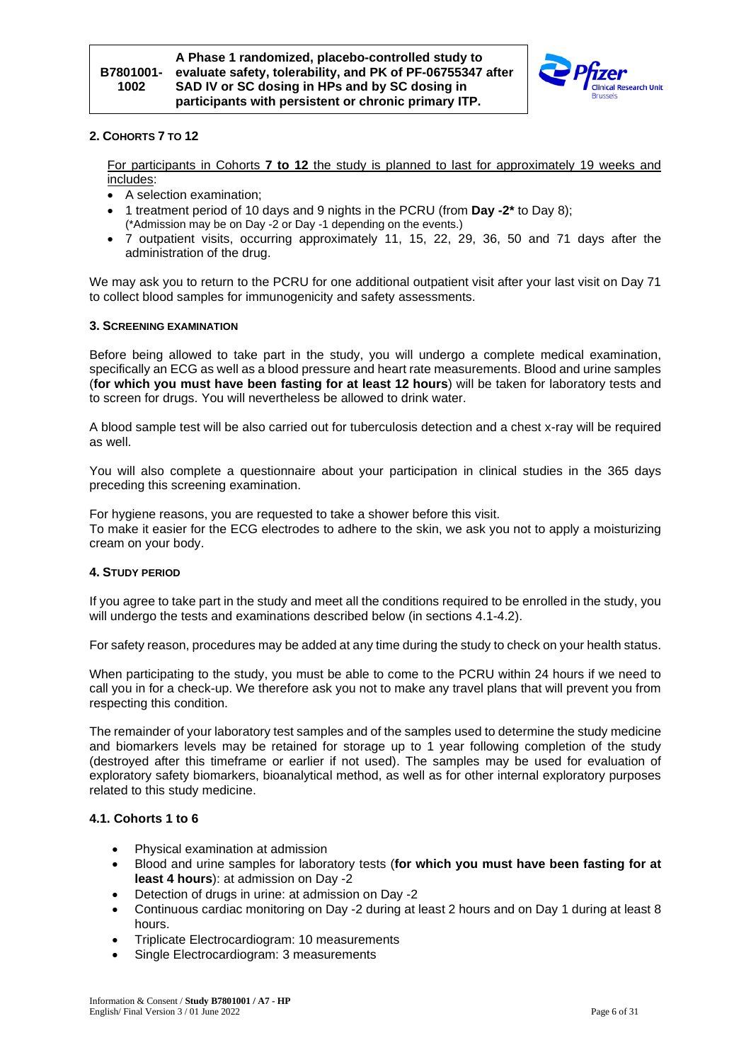## 2. Cohorts 7 to 12

For participants in Cohorts **7 to 12** the study is planned to last for approximately 19 weeks and includes:

- A selection examination;
- 1 treatment period of 10 days and 9 nights in the PCRU (from **Day -2*** to Day 8);
  (*Admission may be on Day -2 or Day -1 depending on the events.)
- 7 outpatient visits, occurring approximately 11, 15, 22, 29, 36, 50 and 71 days after the administration of the drug.

We may ask you to return to the PCRU for one additional outpatient visit after your last visit on Day 71 to collect blood samples for immunogenicity and safety assessments.

## 3. Screening examination

Before being allowed to take part in the study, you will undergo a complete medical examination, specifically an ECG as well as a blood pressure and heart rate measurements. Blood and urine samples (**for which you must have been fasting for at least 12 hours**) will be taken for laboratory tests and to screen for drugs. You will nevertheless be allowed to drink water.

A blood sample test will be also carried out for tuberculosis detection and a chest x-ray will be required as well.

You will also complete a questionnaire about your participation in clinical studies in the 365 days preceding this screening examination.

For hygiene reasons, you are requested to take a shower before this visit.
To make it easier for the ECG electrodes to adhere to the skin, we ask you not to apply a moisturizing cream on your body.

## 4. Study period

If you agree to take part in the study and meet all the conditions required to be enrolled in the study, you will undergo the tests and examinations described below (in sections 4.1-4.2).

For safety reason, procedures may be added at any time during the study to check on your health status.

When participating to the study, you must be able to come to the PCRU within 24 hours if we need to call you in for a check-up. We therefore ask you not to make any travel plans that will prevent you from respecting this condition.

The remainder of your laboratory test samples and of the samples used to determine the study medicine and biomarkers levels may be retained for storage up to 1 year following completion of the study (destroyed after this timeframe or earlier if not used). The samples may be used for evaluation of exploratory safety biomarkers, bioanalytical method, as well as for other internal exploratory purposes related to this study medicine.

### 4.1. Cohorts 1 to 6

- Physical examination at admission
- Blood and urine samples for laboratory tests (**for which you must have been fasting for at least 4 hours**): at admission on Day -2
- Detection of drugs in urine: at admission on Day -2
- Continuous cardiac monitoring on Day -2 during at least 2 hours and on Day 1 during at least 8 hours.
- Triplicate Electrocardiogram: 10 measurements
- Single Electrocardiogram: 3 measurements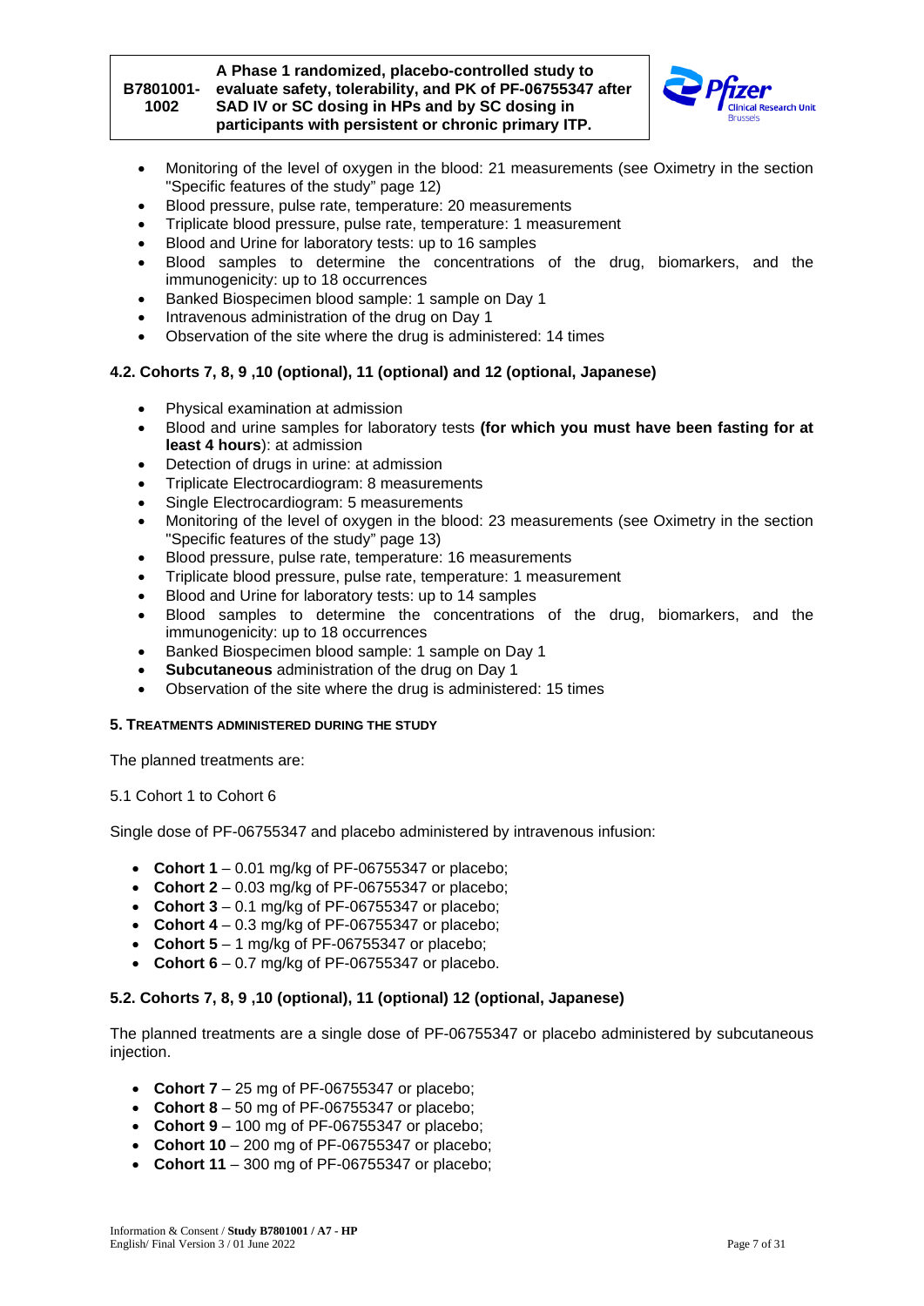- Monitoring of the level of oxygen in the blood: 21 measurements (see Oximetry in the section "Specific features of the study" page 12)
- Blood pressure, pulse rate, temperature: 20 measurements
- Triplicate blood pressure, pulse rate, temperature: 1 measurement
- Blood and Urine for laboratory tests: up to 16 samples
- Blood samples to determine the concentrations of the drug, biomarkers, and the immunogenicity: up to 18 occurrences
- Banked Biospecimen blood sample: 1 sample on Day 1
- Intravenous administration of the drug on Day 1
- Observation of the site where the drug is administered: 14 times

### 4.2. Cohorts 7, 8, 9 ,10 (optional), 11 (optional) and 12 (optional, Japanese)

- Physical examination at admission
- Blood and urine samples for laboratory tests **(for which you must have been fasting for at least 4 hours**): at admission
- Detection of drugs in urine: at admission
- Triplicate Electrocardiogram: 8 measurements
- Single Electrocardiogram: 5 measurements
- Monitoring of the level of oxygen in the blood: 23 measurements (see Oximetry in the section "Specific features of the study" page 13)
- Blood pressure, pulse rate, temperature: 16 measurements
- Triplicate blood pressure, pulse rate, temperature: 1 measurement
- Blood and Urine for laboratory tests: up to 14 samples
- Blood samples to determine the concentrations of the drug, biomarkers, and the immunogenicity: up to 18 occurrences
- Banked Biospecimen blood sample: 1 sample on Day 1
- **Subcutaneous** administration of the drug on Day 1
- Observation of the site where the drug is administered: 15 times

## 5. Treatments administered during the study

The planned treatments are:

5.1 Cohort 1 to Cohort 6

Single dose of PF-06755347 and placebo administered by intravenous infusion:

- **Cohort 1** – 0.01 mg/kg of PF-06755347 or placebo;
- **Cohort 2** – 0.03 mg/kg of PF-06755347 or placebo;
- **Cohort 3** – 0.1 mg/kg of PF-06755347 or placebo;
- **Cohort 4** – 0.3 mg/kg of PF-06755347 or placebo;
- **Cohort 5** – 1 mg/kg of PF-06755347 or placebo;
- **Cohort 6** – 0.7 mg/kg of PF-06755347 or placebo.

### 5.2. Cohorts 7, 8, 9 ,10 (optional), 11 (optional) 12 (optional, Japanese)

The planned treatments are a single dose of PF-06755347 or placebo administered by subcutaneous injection.

- **Cohort 7** – 25 mg of PF-06755347 or placebo;
- **Cohort 8** – 50 mg of PF-06755347 or placebo;
- **Cohort 9** – 100 mg of PF-06755347 or placebo;
- **Cohort 10** – 200 mg of PF-06755347 or placebo;
- **Cohort 11** – 300 mg of PF-06755347 or placebo;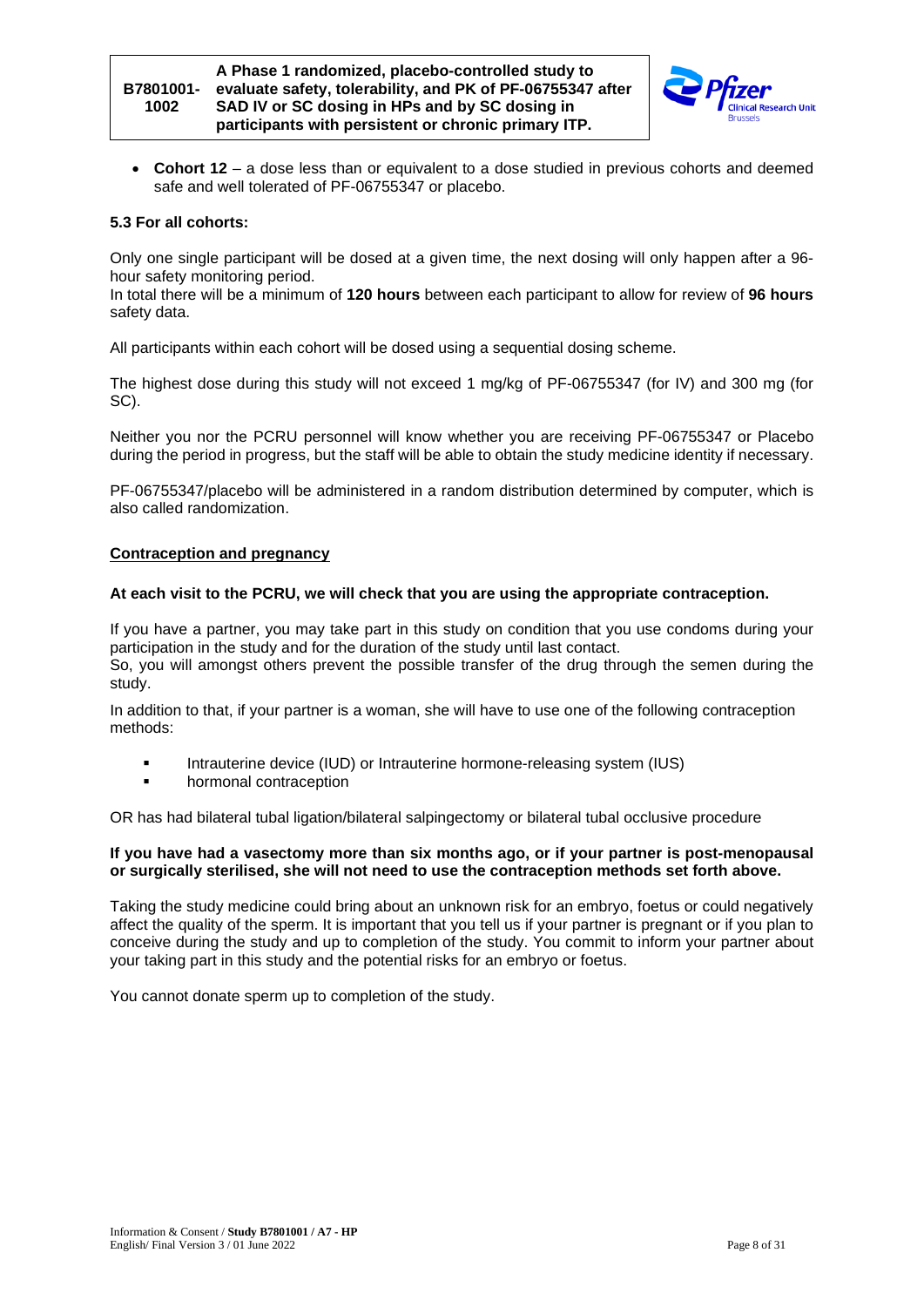- **Cohort 12** – a dose less than or equivalent to a dose studied in previous cohorts and deemed safe and well tolerated of PF-06755347 or placebo.

### 5.3 For all cohorts:

Only one single participant will be dosed at a given time, the next dosing will only happen after a 96-hour safety monitoring period.
In total there will be a minimum of **120 hours** between each participant to allow for review of **96 hours** safety data.

All participants within each cohort will be dosed using a sequential dosing scheme.

The highest dose during this study will not exceed 1 mg/kg of PF-06755347 (for IV) and 300 mg (for SC).

Neither you nor the PCRU personnel will know whether you are receiving PF-06755347 or Placebo during the period in progress, but the staff will be able to obtain the study medicine identity if necessary.

PF-06755347/placebo will be administered in a random distribution determined by computer, which is also called randomization.

## Contraception and pregnancy

**At each visit to the PCRU, we will check that you are using the appropriate contraception.**

If you have a partner, you may take part in this study on condition that you use condoms during your participation in the study and for the duration of the study until last contact.
So, you will amongst others prevent the possible transfer of the drug through the semen during the study.

In addition to that, if your partner is a woman, she will have to use one of the following contraception methods:

- Intrauterine device (IUD) or Intrauterine hormone-releasing system (IUS)
- hormonal contraception

OR has had bilateral tubal ligation/bilateral salpingectomy or bilateral tubal occlusive procedure

**If you have had a vasectomy more than six months ago, or if your partner is post-menopausal or surgically sterilised, she will not need to use the contraception methods set forth above.**

Taking the study medicine could bring about an unknown risk for an embryo, foetus or could negatively affect the quality of the sperm. It is important that you tell us if your partner is pregnant or if you plan to conceive during the study and up to completion of the study. You commit to inform your partner about your taking part in this study and the potential risks for an embryo or foetus.

You cannot donate sperm up to completion of the study.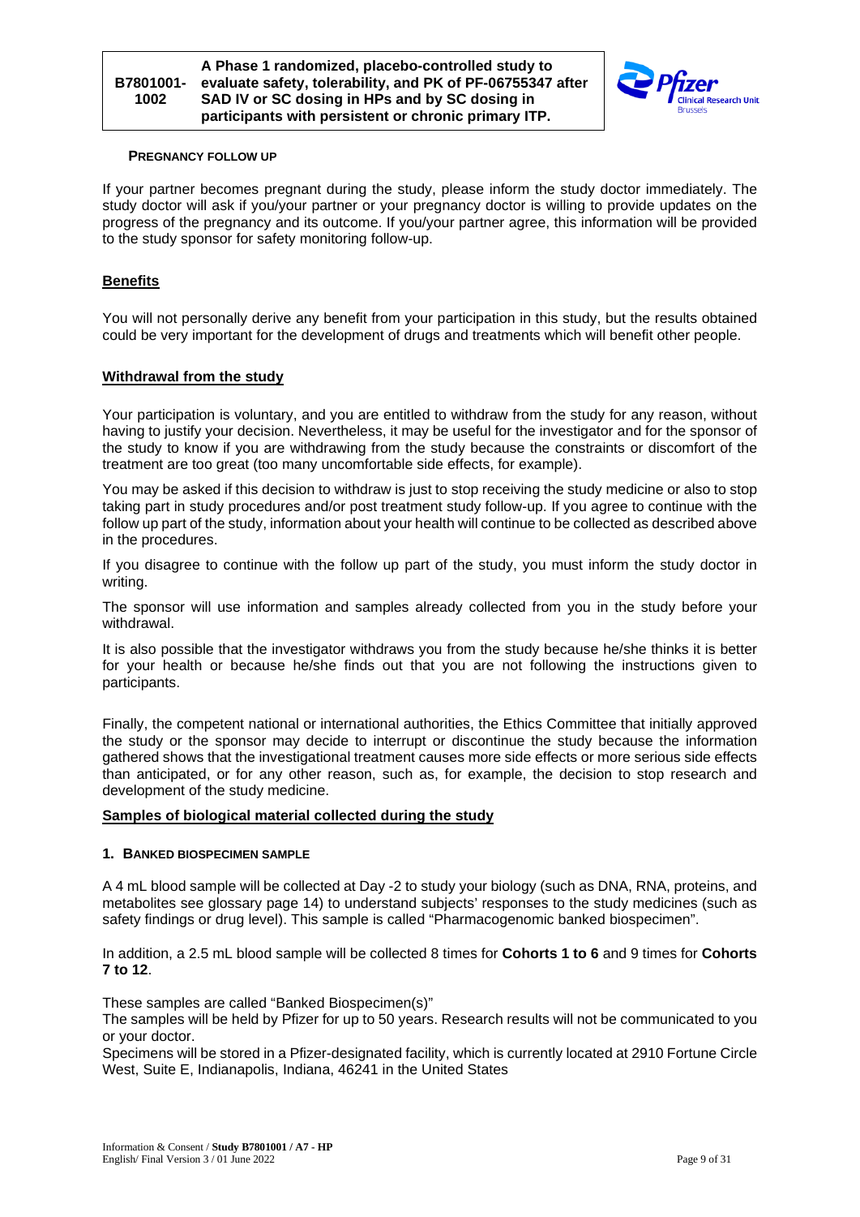#### PREGNANCY FOLLOW UP

If your partner becomes pregnant during the study, please inform the study doctor immediately. The study doctor will ask if you/your partner or your pregnancy doctor is willing to provide updates on the progress of the pregnancy and its outcome. If you/your partner agree, this information will be provided to the study sponsor for safety monitoring follow-up.

## Benefits

You will not personally derive any benefit from your participation in this study, but the results obtained could be very important for the development of drugs and treatments which will benefit other people.

## Withdrawal from the study

Your participation is voluntary, and you are entitled to withdraw from the study for any reason, without having to justify your decision. Nevertheless, it may be useful for the investigator and for the sponsor of the study to know if you are withdrawing from the study because the constraints or discomfort of the treatment are too great (too many uncomfortable side effects, for example).

You may be asked if this decision to withdraw is just to stop receiving the study medicine or also to stop taking part in study procedures and/or post treatment study follow-up. If you agree to continue with the follow up part of the study, information about your health will continue to be collected as described above in the procedures.

If you disagree to continue with the follow up part of the study, you must inform the study doctor in writing.

The sponsor will use information and samples already collected from you in the study before your withdrawal.

It is also possible that the investigator withdraws you from the study because he/she thinks it is better for your health or because he/she finds out that you are not following the instructions given to participants.

Finally, the competent national or international authorities, the Ethics Committee that initially approved the study or the sponsor may decide to interrupt or discontinue the study because the information gathered shows that the investigational treatment causes more side effects or more serious side effects than anticipated, or for any other reason, such as, for example, the decision to stop research and development of the study medicine.

## Samples of biological material collected during the study

#### 1. BANKED BIOSPECIMEN SAMPLE

A 4 mL blood sample will be collected at Day -2 to study your biology (such as DNA, RNA, proteins, and metabolites see glossary page 14) to understand subjects' responses to the study medicines (such as safety findings or drug level). This sample is called "Pharmacogenomic banked biospecimen".

In addition, a 2.5 mL blood sample will be collected 8 times for **Cohorts 1 to 6** and 9 times for **Cohorts 7 to 12**.

These samples are called "Banked Biospecimen(s)"
The samples will be held by Pfizer for up to 50 years. Research results will not be communicated to you or your doctor.
Specimens will be stored in a Pfizer-designated facility, which is currently located at 2910 Fortune Circle West, Suite E, Indianapolis, Indiana, 46241 in the United States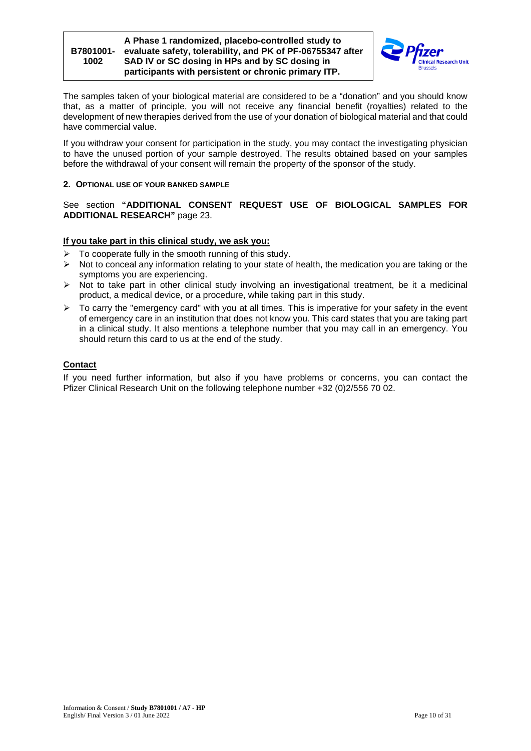The samples taken of your biological material are considered to be a "donation" and you should know that, as a matter of principle, you will not receive any financial benefit (royalties) related to the development of new therapies derived from the use of your donation of biological material and that could have commercial value.

If you withdraw your consent for participation in the study, you may contact the investigating physician to have the unused portion of your sample destroyed. The results obtained based on your samples before the withdrawal of your consent will remain the property of the sponsor of the study.

#### 2. OPTIONAL USE OF YOUR BANKED SAMPLE

See section **"ADDITIONAL CONSENT REQUEST USE OF BIOLOGICAL SAMPLES FOR ADDITIONAL RESEARCH"** page 23.

**If you take part in this clinical study, we ask you:**

- To cooperate fully in the smooth running of this study.
- Not to conceal any information relating to your state of health, the medication you are taking or the symptoms you are experiencing.
- Not to take part in other clinical study involving an investigational treatment, be it a medicinal product, a medical device, or a procedure, while taking part in this study.
- To carry the "emergency card" with you at all times. This is imperative for your safety in the event of emergency care in an institution that does not know you. This card states that you are taking part in a clinical study. It also mentions a telephone number that you may call in an emergency. You should return this card to us at the end of the study.

**Contact**

If you need further information, but also if you have problems or concerns, you can contact the Pfizer Clinical Research Unit on the following telephone number +32 (0)2/556 70 02.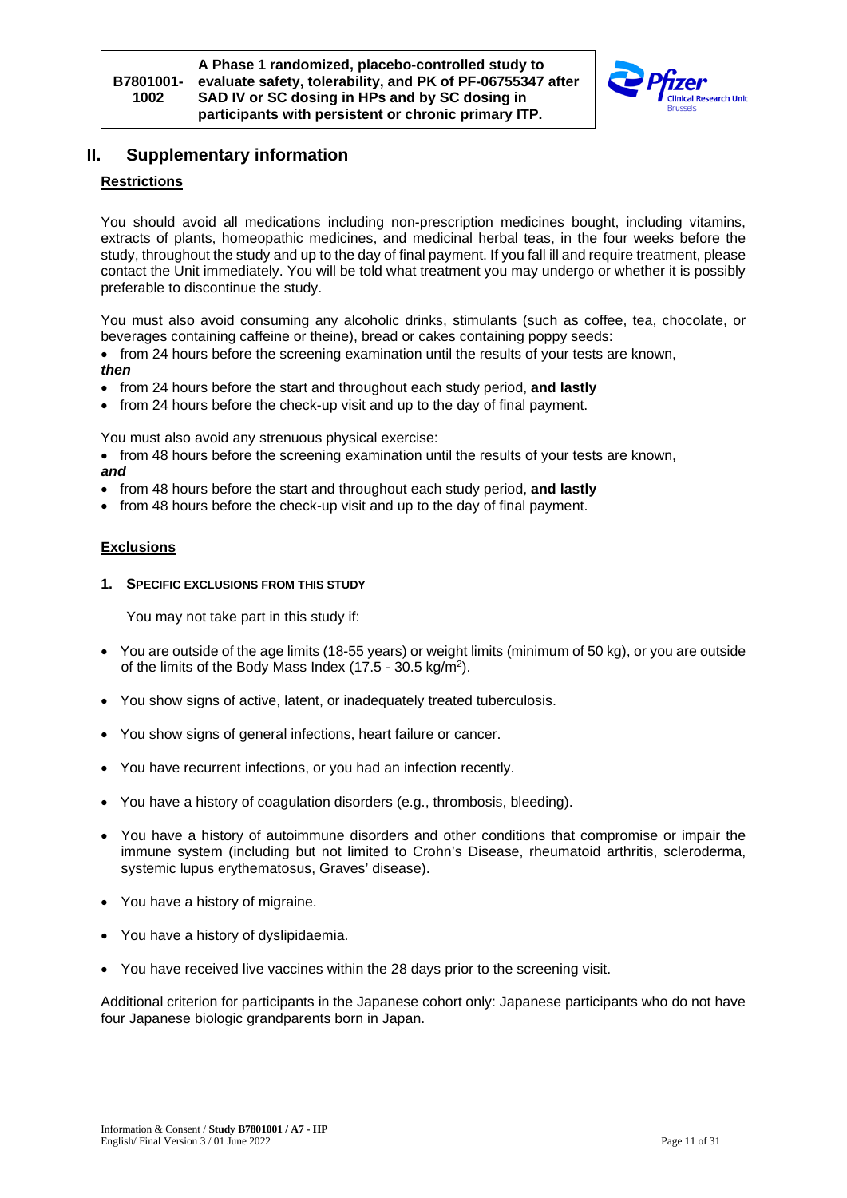## II. Supplementary information

**Restrictions**

You should avoid all medications including non-prescription medicines bought, including vitamins, extracts of plants, homeopathic medicines, and medicinal herbal teas, in the four weeks before the study, throughout the study and up to the day of final payment. If you fall ill and require treatment, please contact the Unit immediately. You will be told what treatment you may undergo or whether it is possibly preferable to discontinue the study.

You must also avoid consuming any alcoholic drinks, stimulants (such as coffee, tea, chocolate, or beverages containing caffeine or theine), bread or cakes containing poppy seeds:

- from 24 hours before the screening examination until the results of your tests are known,

***then***

- from 24 hours before the start and throughout each study period, **and lastly**
- from 24 hours before the check-up visit and up to the day of final payment.

You must also avoid any strenuous physical exercise:

- from 48 hours before the screening examination until the results of your tests are known,

***and***

- from 48 hours before the start and throughout each study period, **and lastly**
- from 48 hours before the check-up visit and up to the day of final payment.

**Exclusions**

### 1. Specific exclusions from this study

You may not take part in this study if:

- You are outside of the age limits (18-55 years) or weight limits (minimum of 50 kg), or you are outside of the limits of the Body Mass Index (17.5 - 30.5 kg/m$^2$).
- You show signs of active, latent, or inadequately treated tuberculosis.
- You show signs of general infections, heart failure or cancer.
- You have recurrent infections, or you had an infection recently.
- You have a history of coagulation disorders (e.g., thrombosis, bleeding).
- You have a history of autoimmune disorders and other conditions that compromise or impair the immune system (including but not limited to Crohn's Disease, rheumatoid arthritis, scleroderma, systemic lupus erythematosus, Graves' disease).
- You have a history of migraine.
- You have a history of dyslipidaemia.
- You have received live vaccines within the 28 days prior to the screening visit.

Additional criterion for participants in the Japanese cohort only: Japanese participants who do not have four Japanese biologic grandparents born in Japan.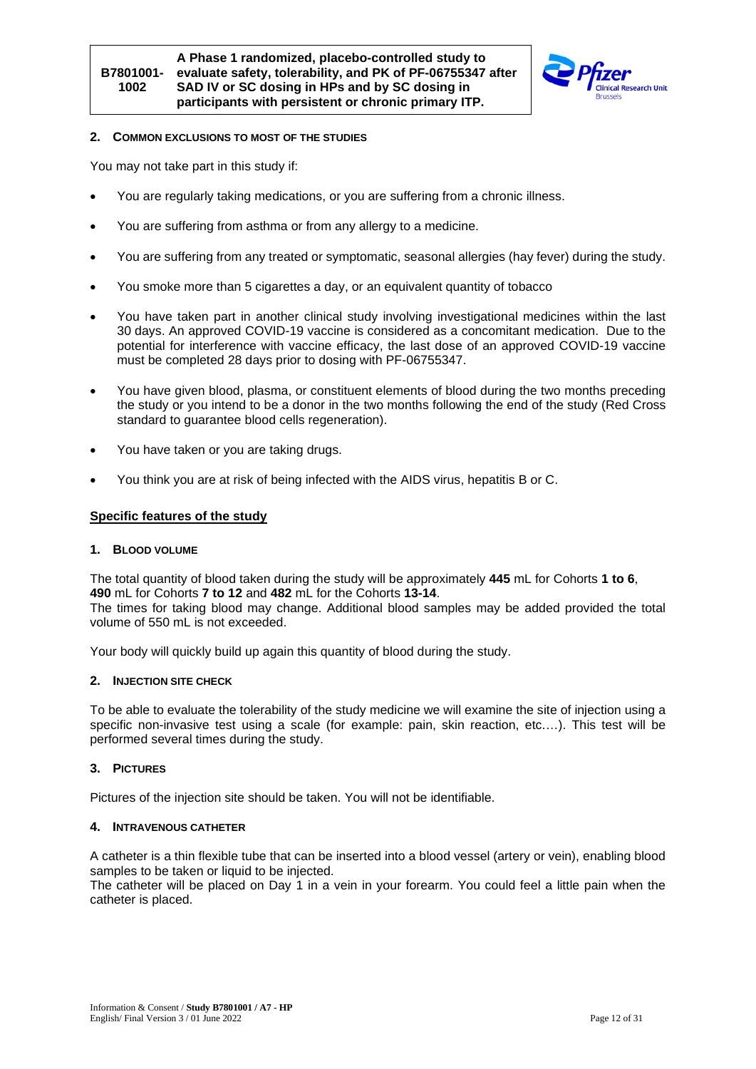## 2. Common exclusions to most of the studies

You may not take part in this study if:

- You are regularly taking medications, or you are suffering from a chronic illness.
- You are suffering from asthma or from any allergy to a medicine.
- You are suffering from any treated or symptomatic, seasonal allergies (hay fever) during the study.
- You smoke more than 5 cigarettes a day, or an equivalent quantity of tobacco
- You have taken part in another clinical study involving investigational medicines within the last 30 days. An approved COVID-19 vaccine is considered as a concomitant medication. Due to the potential for interference with vaccine efficacy, the last dose of an approved COVID-19 vaccine must be completed 28 days prior to dosing with PF-06755347.
- You have given blood, plasma, or constituent elements of blood during the two months preceding the study or you intend to be a donor in the two months following the end of the study (Red Cross standard to guarantee blood cells regeneration).
- You have taken or you are taking drugs.
- You think you are at risk of being infected with the AIDS virus, hepatitis B or C.

## Specific features of the study

### 1. Blood volume

The total quantity of blood taken during the study will be approximately **445** mL for Cohorts **1 to 6**, **490** mL for Cohorts **7 to 12** and **482** mL for the Cohorts **13-14**.
The times for taking blood may change. Additional blood samples may be added provided the total volume of 550 mL is not exceeded.

Your body will quickly build up again this quantity of blood during the study.

### 2. Injection site check

To be able to evaluate the tolerability of the study medicine we will examine the site of injection using a specific non-invasive test using a scale (for example: pain, skin reaction, etc.…). This test will be performed several times during the study.

### 3. Pictures

Pictures of the injection site should be taken. You will not be identifiable.

### 4. Intravenous catheter

A catheter is a thin flexible tube that can be inserted into a blood vessel (artery or vein), enabling blood samples to be taken or liquid to be injected.
The catheter will be placed on Day 1 in a vein in your forearm. You could feel a little pain when the catheter is placed.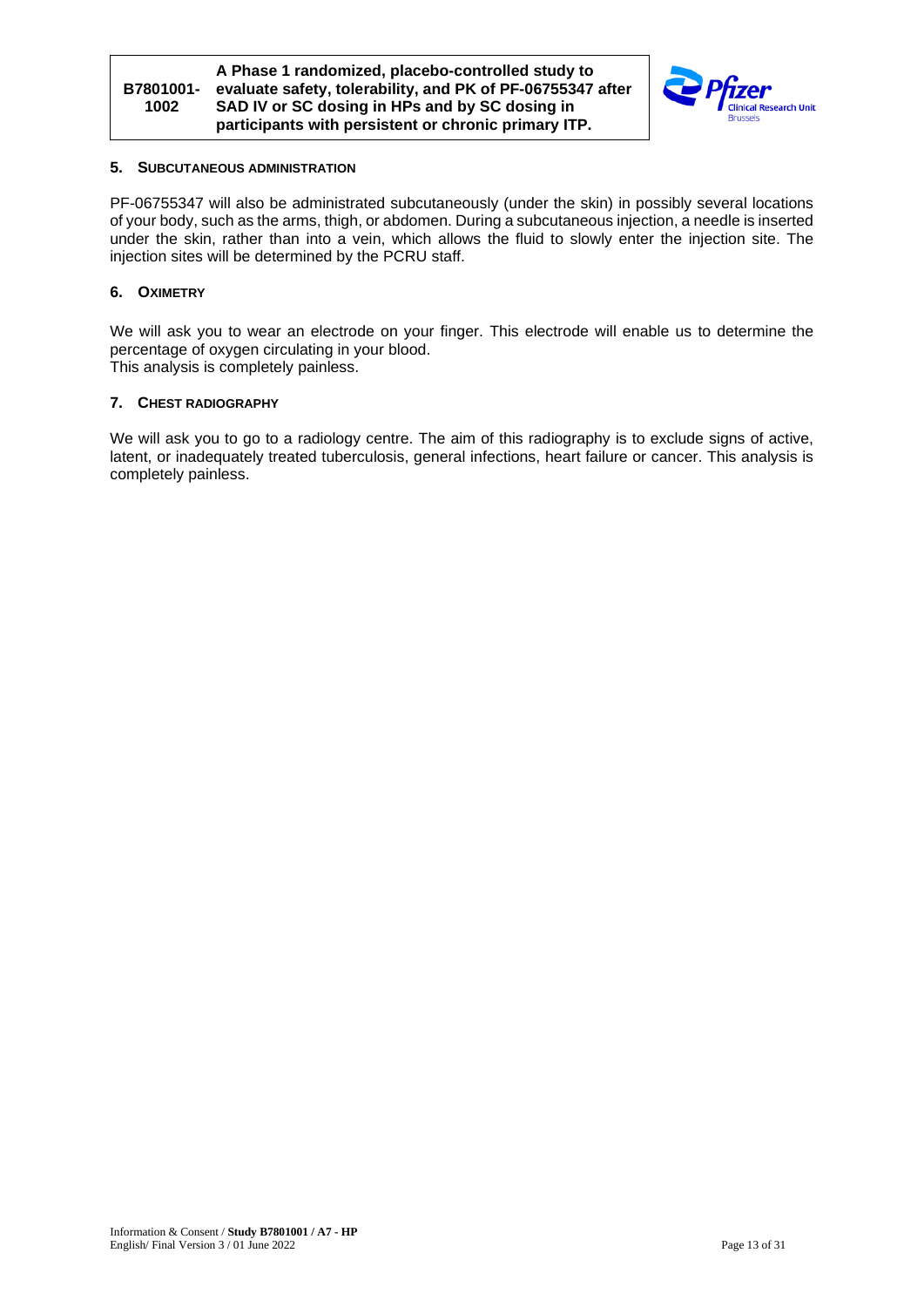## 5. SUBCUTANEOUS ADMINISTRATION

PF-06755347 will also be administrated subcutaneously (under the skin) in possibly several locations of your body, such as the arms, thigh, or abdomen. During a subcutaneous injection, a needle is inserted under the skin, rather than into a vein, which allows the fluid to slowly enter the injection site. The injection sites will be determined by the PCRU staff.

## 6. OXIMETRY

We will ask you to wear an electrode on your finger. This electrode will enable us to determine the percentage of oxygen circulating in your blood.
This analysis is completely painless.

## 7. CHEST RADIOGRAPHY

We will ask you to go to a radiology centre. The aim of this radiography is to exclude signs of active, latent, or inadequately treated tuberculosis, general infections, heart failure or cancer. This analysis is completely painless.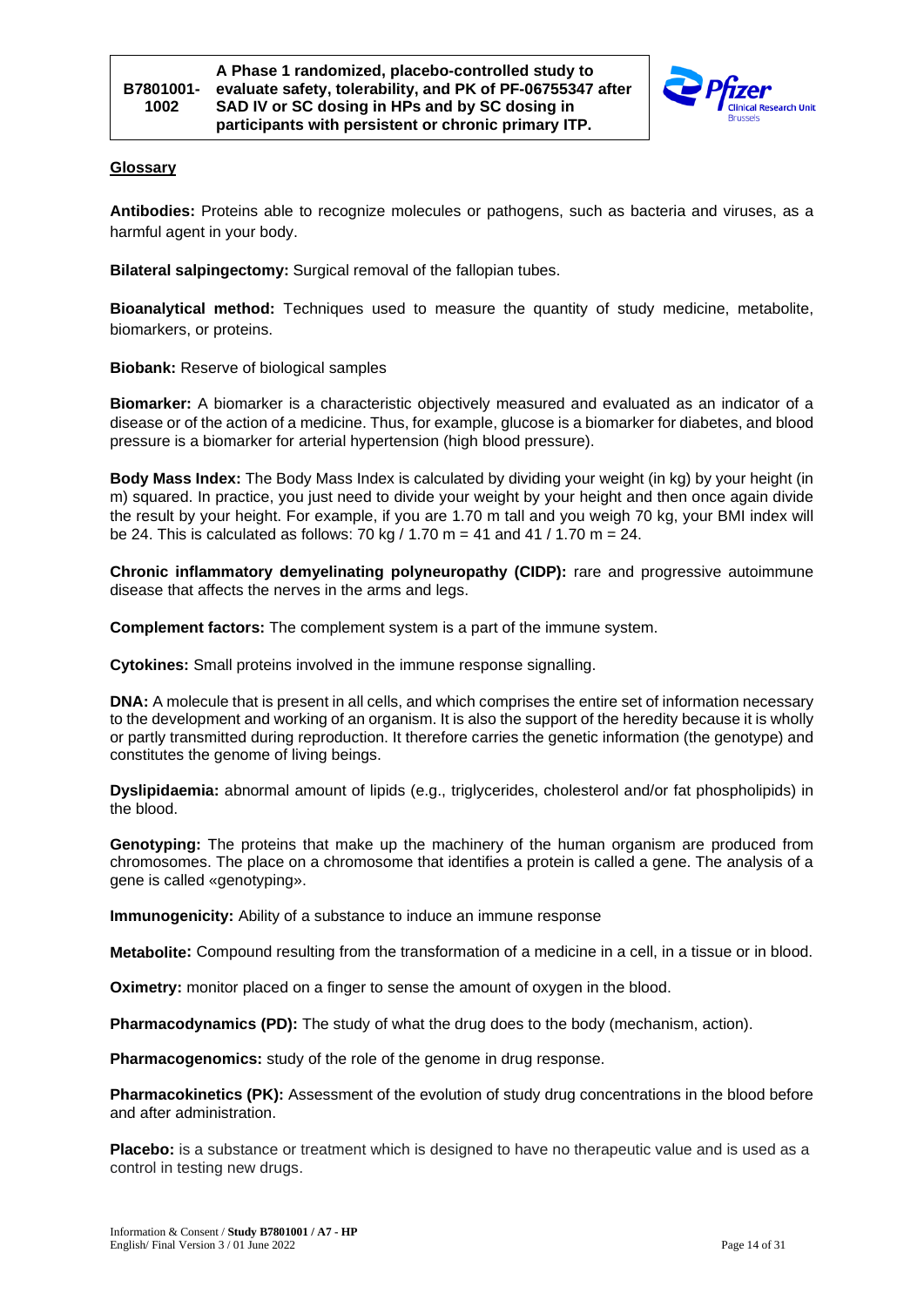**Glossary**

**Antibodies:** Proteins able to recognize molecules or pathogens, such as bacteria and viruses, as a harmful agent in your body.

**Bilateral salpingectomy:** Surgical removal of the fallopian tubes.

**Bioanalytical method:** Techniques used to measure the quantity of study medicine, metabolite, biomarkers, or proteins.

**Biobank:** Reserve of biological samples

**Biomarker:** A biomarker is a characteristic objectively measured and evaluated as an indicator of a disease or of the action of a medicine. Thus, for example, glucose is a biomarker for diabetes, and blood pressure is a biomarker for arterial hypertension (high blood pressure).

**Body Mass Index:** The Body Mass Index is calculated by dividing your weight (in kg) by your height (in m) squared. In practice, you just need to divide your weight by your height and then once again divide the result by your height. For example, if you are 1.70 m tall and you weigh 70 kg, your BMI index will be 24. This is calculated as follows: 70 kg / 1.70 m = 41 and 41 / 1.70 m = 24.

**Chronic inflammatory demyelinating polyneuropathy (CIDP):** rare and progressive autoimmune disease that affects the nerves in the arms and legs.

**Complement factors:** The complement system is a part of the immune system.

**Cytokines:** Small proteins involved in the immune response signalling.

**DNA:** A molecule that is present in all cells, and which comprises the entire set of information necessary to the development and working of an organism. It is also the support of the heredity because it is wholly or partly transmitted during reproduction. It therefore carries the genetic information (the genotype) and constitutes the genome of living beings.

**Dyslipidaemia:** abnormal amount of lipids (e.g., triglycerides, cholesterol and/or fat phospholipids) in the blood.

**Genotyping:** The proteins that make up the machinery of the human organism are produced from chromosomes. The place on a chromosome that identifies a protein is called a gene. The analysis of a gene is called «genotyping».

**Immunogenicity:** Ability of a substance to induce an immune response

**Metabolite:** Compound resulting from the transformation of a medicine in a cell, in a tissue or in blood.

**Oximetry:** monitor placed on a finger to sense the amount of oxygen in the blood.

**Pharmacodynamics (PD):** The study of what the drug does to the body (mechanism, action).

**Pharmacogenomics:** study of the role of the genome in drug response.

**Pharmacokinetics (PK):** Assessment of the evolution of study drug concentrations in the blood before and after administration.

**Placebo:** is a substance or treatment which is designed to have no therapeutic value and is used as a control in testing new drugs.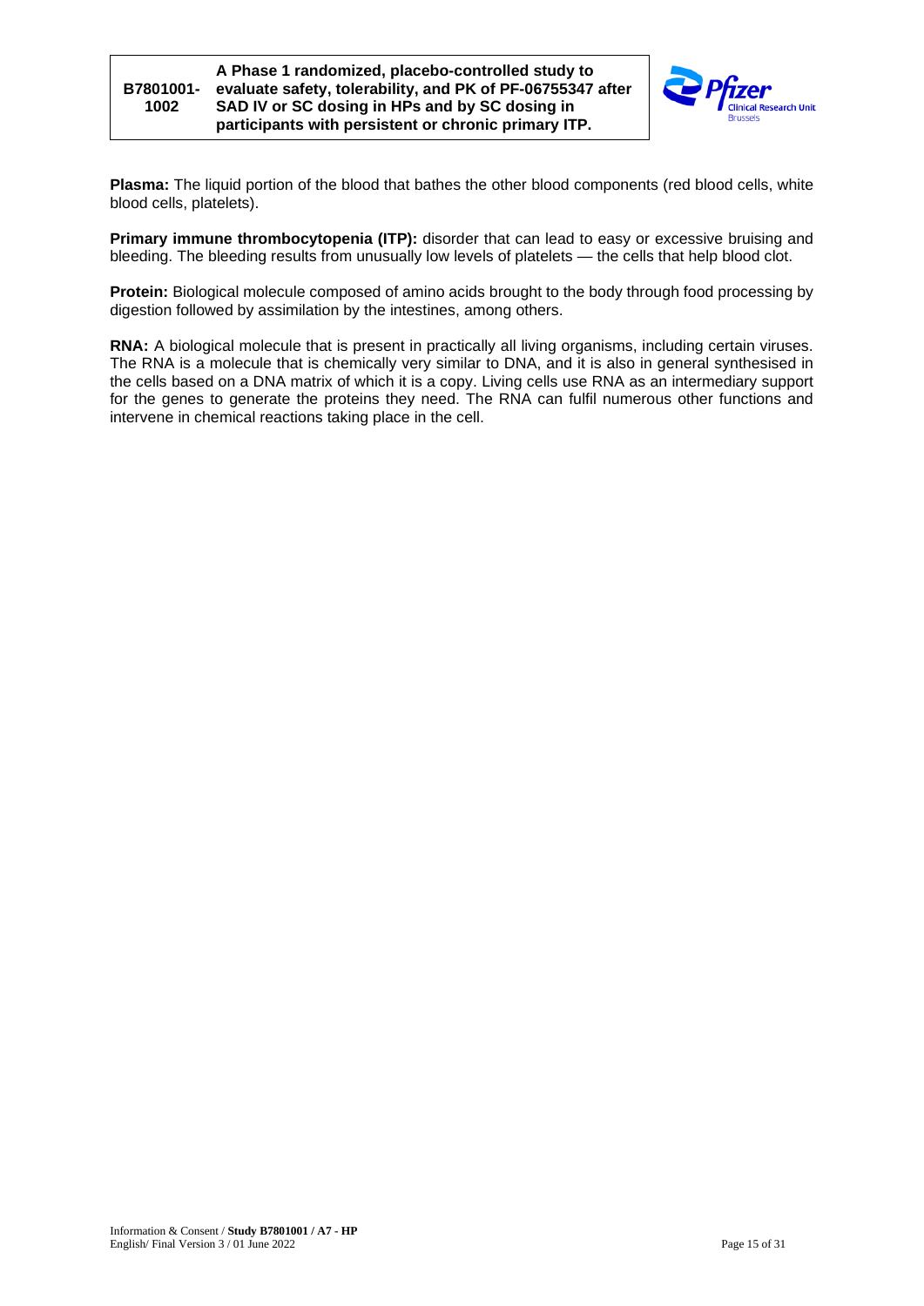**Plasma:** The liquid portion of the blood that bathes the other blood components (red blood cells, white blood cells, platelets).

**Primary immune thrombocytopenia (ITP):** disorder that can lead to easy or excessive bruising and bleeding. The bleeding results from unusually low levels of platelets — the cells that help blood clot.

**Protein:** Biological molecule composed of amino acids brought to the body through food processing by digestion followed by assimilation by the intestines, among others.

**RNA:** A biological molecule that is present in practically all living organisms, including certain viruses. The RNA is a molecule that is chemically very similar to DNA, and it is also in general synthesised in the cells based on a DNA matrix of which it is a copy. Living cells use RNA as an intermediary support for the genes to generate the proteins they need. The RNA can fulfil numerous other functions and intervene in chemical reactions taking place in the cell.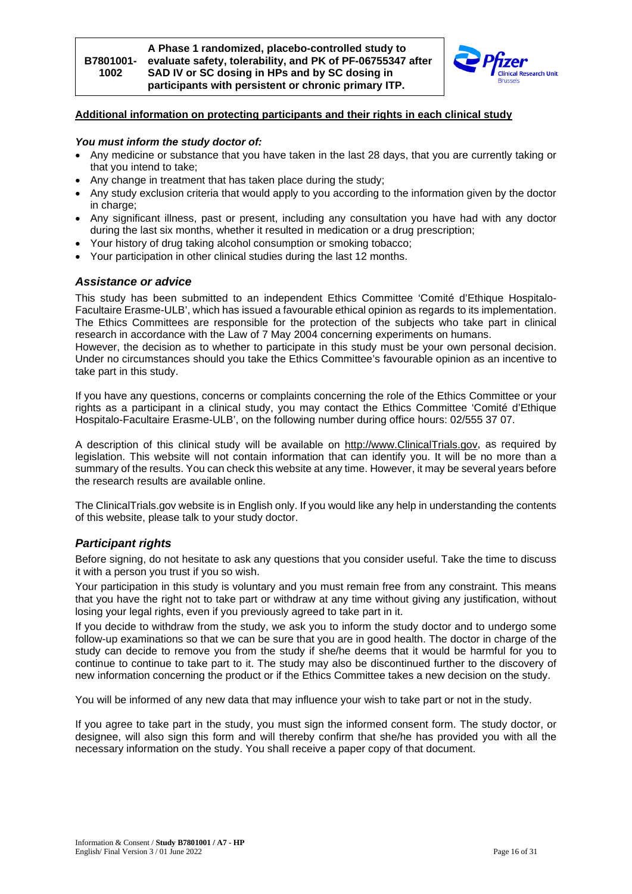**Additional information on protecting participants and their rights in each clinical study**

***You must inform the study doctor of:***

- Any medicine or substance that you have taken in the last 28 days, that you are currently taking or that you intend to take;
- Any change in treatment that has taken place during the study;
- Any study exclusion criteria that would apply to you according to the information given by the doctor in charge;
- Any significant illness, past or present, including any consultation you have had with any doctor during the last six months, whether it resulted in medication or a drug prescription;
- Your history of drug taking alcohol consumption or smoking tobacco;
- Your participation in other clinical studies during the last 12 months.

## *Assistance or advice*

This study has been submitted to an independent Ethics Committee 'Comité d'Ethique Hospitalo-Facultaire Erasme-ULB', which has issued a favourable ethical opinion as regards to its implementation. The Ethics Committees are responsible for the protection of the subjects who take part in clinical research in accordance with the Law of 7 May 2004 concerning experiments on humans.
However, the decision as to whether to participate in this study must be your own personal decision. Under no circumstances should you take the Ethics Committee's favourable opinion as an incentive to take part in this study.

If you have any questions, concerns or complaints concerning the role of the Ethics Committee or your rights as a participant in a clinical study, you may contact the Ethics Committee 'Comité d'Ethique Hospitalo-Facultaire Erasme-ULB', on the following number during office hours: 02/555 37 07.

A description of this clinical study will be available on http://www.ClinicalTrials.gov, as required by legislation. This website will not contain information that can identify you. It will be no more than a summary of the results. You can check this website at any time. However, it may be several years before the research results are available online.

The ClinicalTrials.gov website is in English only. If you would like any help in understanding the contents of this website, please talk to your study doctor.

## *Participant rights*

Before signing, do not hesitate to ask any questions that you consider useful. Take the time to discuss it with a person you trust if you so wish.

Your participation in this study is voluntary and you must remain free from any constraint. This means that you have the right not to take part or withdraw at any time without giving any justification, without losing your legal rights, even if you previously agreed to take part in it.

If you decide to withdraw from the study, we ask you to inform the study doctor and to undergo some follow-up examinations so that we can be sure that you are in good health. The doctor in charge of the study can decide to remove you from the study if she/he deems that it would be harmful for you to continue to continue to take part to it. The study may also be discontinued further to the discovery of new information concerning the product or if the Ethics Committee takes a new decision on the study.

You will be informed of any new data that may influence your wish to take part or not in the study.

If you agree to take part in the study, you must sign the informed consent form. The study doctor, or designee, will also sign this form and will thereby confirm that she/he has provided you with all the necessary information on the study. You shall receive a paper copy of that document.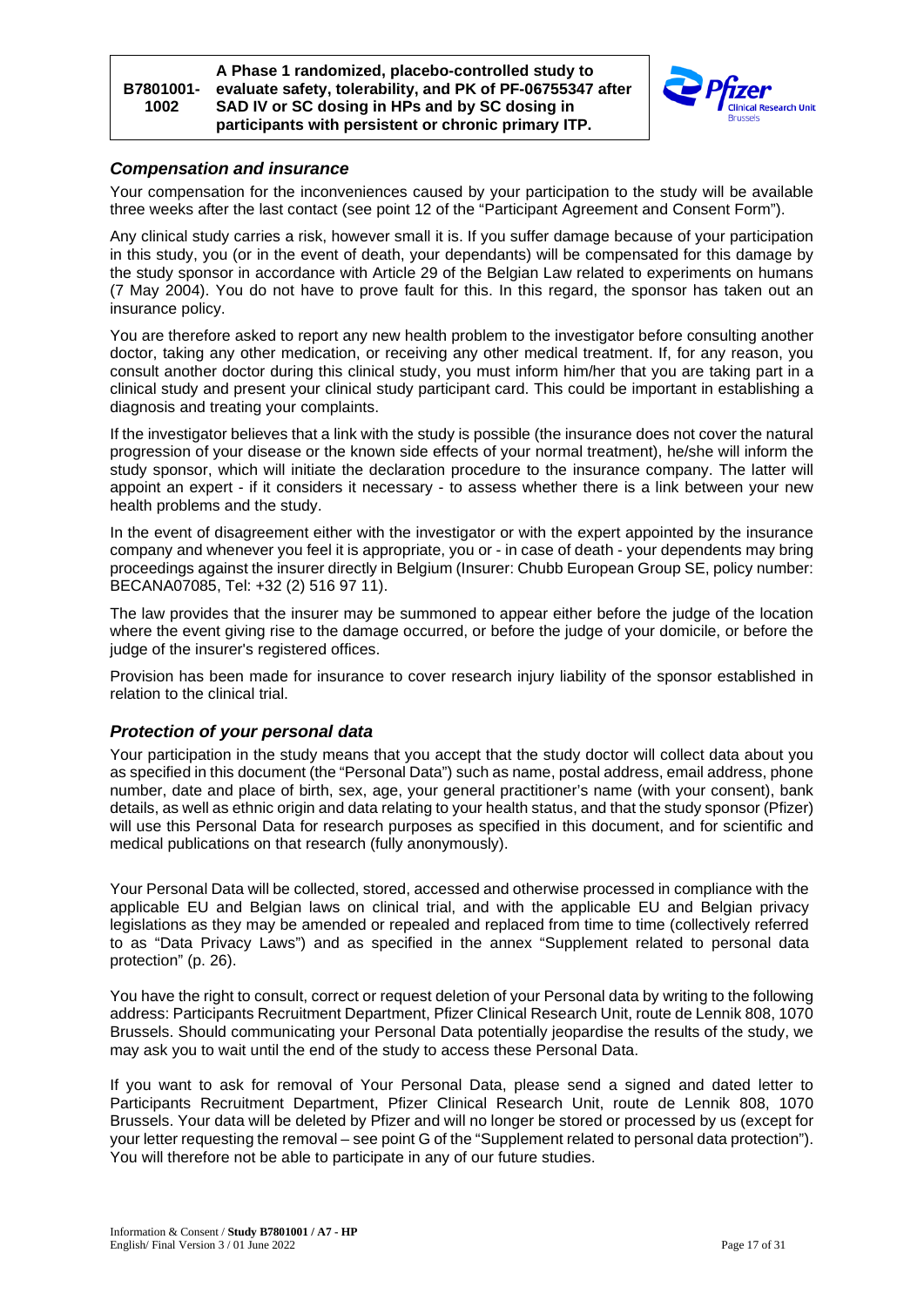### *Compensation and insurance*

Your compensation for the inconveniences caused by your participation to the study will be available three weeks after the last contact (see point 12 of the "Participant Agreement and Consent Form").

Any clinical study carries a risk, however small it is. If you suffer damage because of your participation in this study, you (or in the event of death, your dependants) will be compensated for this damage by the study sponsor in accordance with Article 29 of the Belgian Law related to experiments on humans (7 May 2004). You do not have to prove fault for this. In this regard, the sponsor has taken out an insurance policy.

You are therefore asked to report any new health problem to the investigator before consulting another doctor, taking any other medication, or receiving any other medical treatment. If, for any reason, you consult another doctor during this clinical study, you must inform him/her that you are taking part in a clinical study and present your clinical study participant card. This could be important in establishing a diagnosis and treating your complaints.

If the investigator believes that a link with the study is possible (the insurance does not cover the natural progression of your disease or the known side effects of your normal treatment), he/she will inform the study sponsor, which will initiate the declaration procedure to the insurance company. The latter will appoint an expert - if it considers it necessary - to assess whether there is a link between your new health problems and the study.

In the event of disagreement either with the investigator or with the expert appointed by the insurance company and whenever you feel it is appropriate, you or - in case of death - your dependents may bring proceedings against the insurer directly in Belgium (Insurer: Chubb European Group SE, policy number: BECANA07085, Tel: +32 (2) 516 97 11).

The law provides that the insurer may be summoned to appear either before the judge of the location where the event giving rise to the damage occurred, or before the judge of your domicile, or before the judge of the insurer's registered offices.

Provision has been made for insurance to cover research injury liability of the sponsor established in relation to the clinical trial.

### *Protection of your personal data*

Your participation in the study means that you accept that the study doctor will collect data about you as specified in this document (the "Personal Data") such as name, postal address, email address, phone number, date and place of birth, sex, age, your general practitioner's name (with your consent), bank details, as well as ethnic origin and data relating to your health status, and that the study sponsor (Pfizer) will use this Personal Data for research purposes as specified in this document, and for scientific and medical publications on that research (fully anonymously).

Your Personal Data will be collected, stored, accessed and otherwise processed in compliance with the applicable EU and Belgian laws on clinical trial, and with the applicable EU and Belgian privacy legislations as they may be amended or repealed and replaced from time to time (collectively referred to as "Data Privacy Laws") and as specified in the annex "Supplement related to personal data protection" (p. 26).

You have the right to consult, correct or request deletion of your Personal data by writing to the following address: Participants Recruitment Department, Pfizer Clinical Research Unit, route de Lennik 808, 1070 Brussels. Should communicating your Personal Data potentially jeopardise the results of the study, we may ask you to wait until the end of the study to access these Personal Data.

If you want to ask for removal of Your Personal Data, please send a signed and dated letter to Participants Recruitment Department, Pfizer Clinical Research Unit, route de Lennik 808, 1070 Brussels. Your data will be deleted by Pfizer and will no longer be stored or processed by us (except for your letter requesting the removal – see point G of the "Supplement related to personal data protection"). You will therefore not be able to participate in any of our future studies.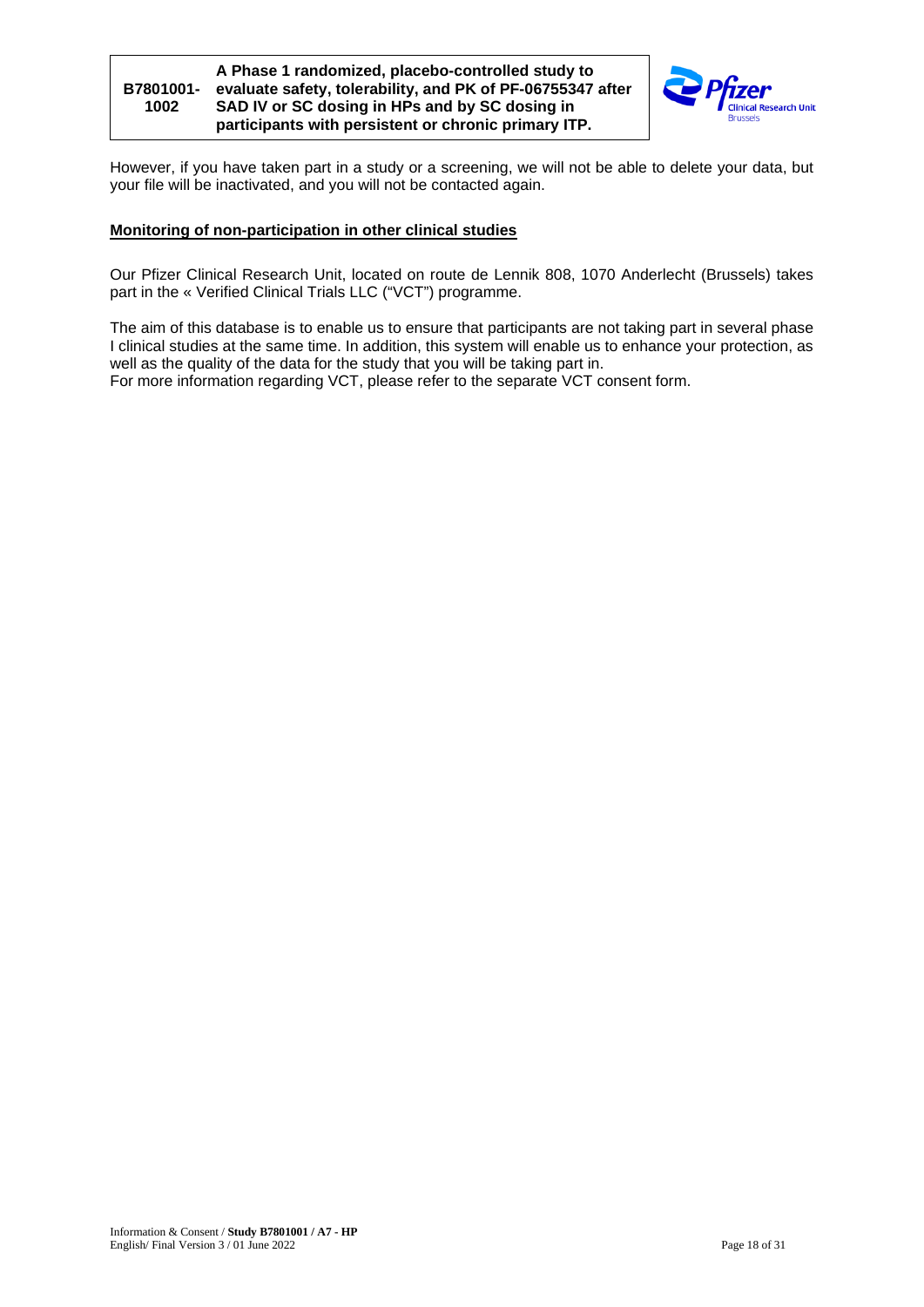However, if you have taken part in a study or a screening, we will not be able to delete your data, but your file will be inactivated, and you will not be contacted again.

**Monitoring of non-participation in other clinical studies**

Our Pfizer Clinical Research Unit, located on route de Lennik 808, 1070 Anderlecht (Brussels) takes part in the « Verified Clinical Trials LLC ("VCT") programme.

The aim of this database is to enable us to ensure that participants are not taking part in several phase I clinical studies at the same time. In addition, this system will enable us to enhance your protection, as well as the quality of the data for the study that you will be taking part in.
For more information regarding VCT, please refer to the separate VCT consent form.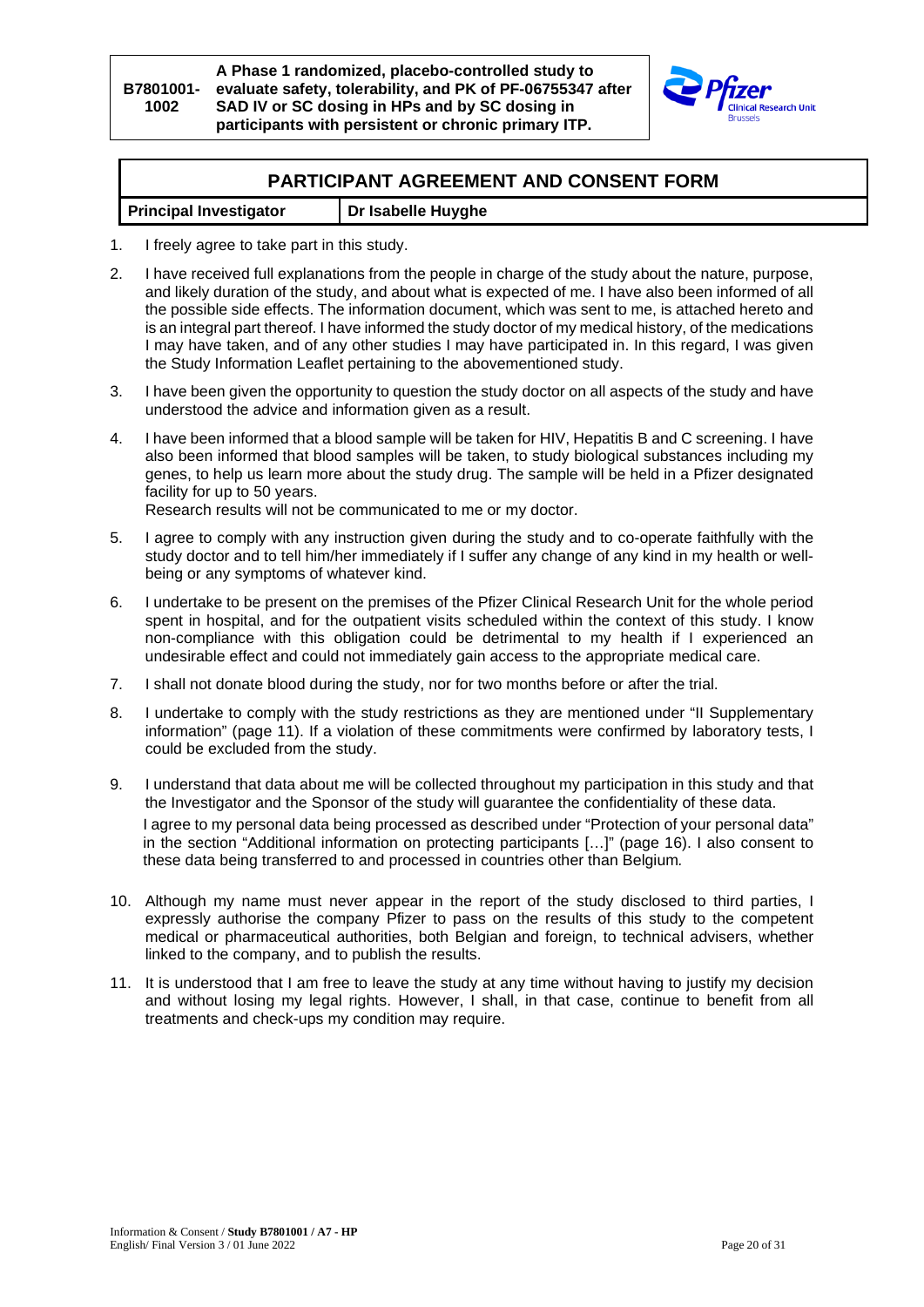## PARTICIPANT AGREEMENT AND CONSENT FORM

| Principal Investigator | Dr Isabelle Huyghe |
| --- | --- |

1. I freely agree to take part in this study.
2. I have received full explanations from the people in charge of the study about the nature, purpose, and likely duration of the study, and about what is expected of me. I have also been informed of all the possible side effects. The information document, which was sent to me, is attached hereto and is an integral part thereof. I have informed the study doctor of my medical history, of the medications I may have taken, and of any other studies I may have participated in. In this regard, I was given the Study Information Leaflet pertaining to the abovementioned study.
3. I have been given the opportunity to question the study doctor on all aspects of the study and have understood the advice and information given as a result.
4. I have been informed that a blood sample will be taken for HIV, Hepatitis B and C screening. I have also been informed that blood samples will be taken, to study biological substances including my genes, to help us learn more about the study drug. The sample will be held in a Pfizer designated facility for up to 50 years.
   Research results will not be communicated to me or my doctor.
5. I agree to comply with any instruction given during the study and to co-operate faithfully with the study doctor and to tell him/her immediately if I suffer any change of any kind in my health or well-being or any symptoms of whatever kind.
6. I undertake to be present on the premises of the Pfizer Clinical Research Unit for the whole period spent in hospital, and for the outpatient visits scheduled within the context of this study. I know non-compliance with this obligation could be detrimental to my health if I experienced an undesirable effect and could not immediately gain access to the appropriate medical care.
7. I shall not donate blood during the study, nor for two months before or after the trial.
8. I undertake to comply with the study restrictions as they are mentioned under "II Supplementary information" (page 11). If a violation of these commitments were confirmed by laboratory tests, I could be excluded from the study.
9. I understand that data about me will be collected throughout my participation in this study and that the Investigator and the Sponsor of the study will guarantee the confidentiality of these data.
   I agree to my personal data being processed as described under "Protection of your personal data" in the section "Additional information on protecting participants […]" (page 16). I also consent to these data being transferred to and processed in countries other than Belgium.
10. Although my name must never appear in the report of the study disclosed to third parties, I expressly authorise the company Pfizer to pass on the results of this study to the competent medical or pharmaceutical authorities, both Belgian and foreign, to technical advisers, whether linked to the company, and to publish the results.
11. It is understood that I am free to leave the study at any time without having to justify my decision and without losing my legal rights. However, I shall, in that case, continue to benefit from all treatments and check-ups my condition may require.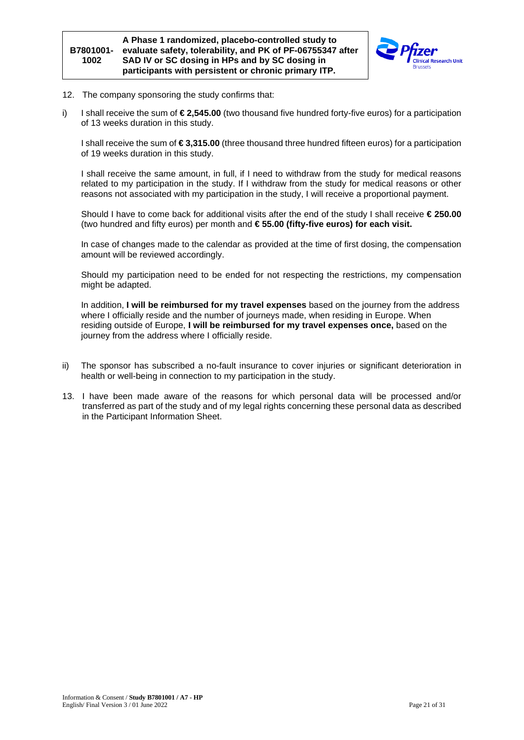12. The company sponsoring the study confirms that:

i) I shall receive the sum of **€ 2,545.00** (two thousand five hundred forty-five euros) for a participation of 13 weeks duration in this study.

   I shall receive the sum of **€ 3,315.00** (three thousand three hundred fifteen euros) for a participation of 19 weeks duration in this study.

   I shall receive the same amount, in full, if I need to withdraw from the study for medical reasons related to my participation in the study. If I withdraw from the study for medical reasons or other reasons not associated with my participation in the study, I will receive a proportional payment.

   Should I have to come back for additional visits after the end of the study I shall receive **€ 250.00** (two hundred and fifty euros) per month and **€ 55.00 (fifty-five euros) for each visit.**

   In case of changes made to the calendar as provided at the time of first dosing, the compensation amount will be reviewed accordingly.

   Should my participation need to be ended for not respecting the restrictions, my compensation might be adapted.

   In addition, **I will be reimbursed for my travel expenses** based on the journey from the address where I officially reside and the number of journeys made, when residing in Europe. When residing outside of Europe, **I will be reimbursed for my travel expenses once,** based on the journey from the address where I officially reside.

ii) The sponsor has subscribed a no-fault insurance to cover injuries or significant deterioration in health or well-being in connection to my participation in the study.

13. I have been made aware of the reasons for which personal data will be processed and/or transferred as part of the study and of my legal rights concerning these personal data as described in the Participant Information Sheet.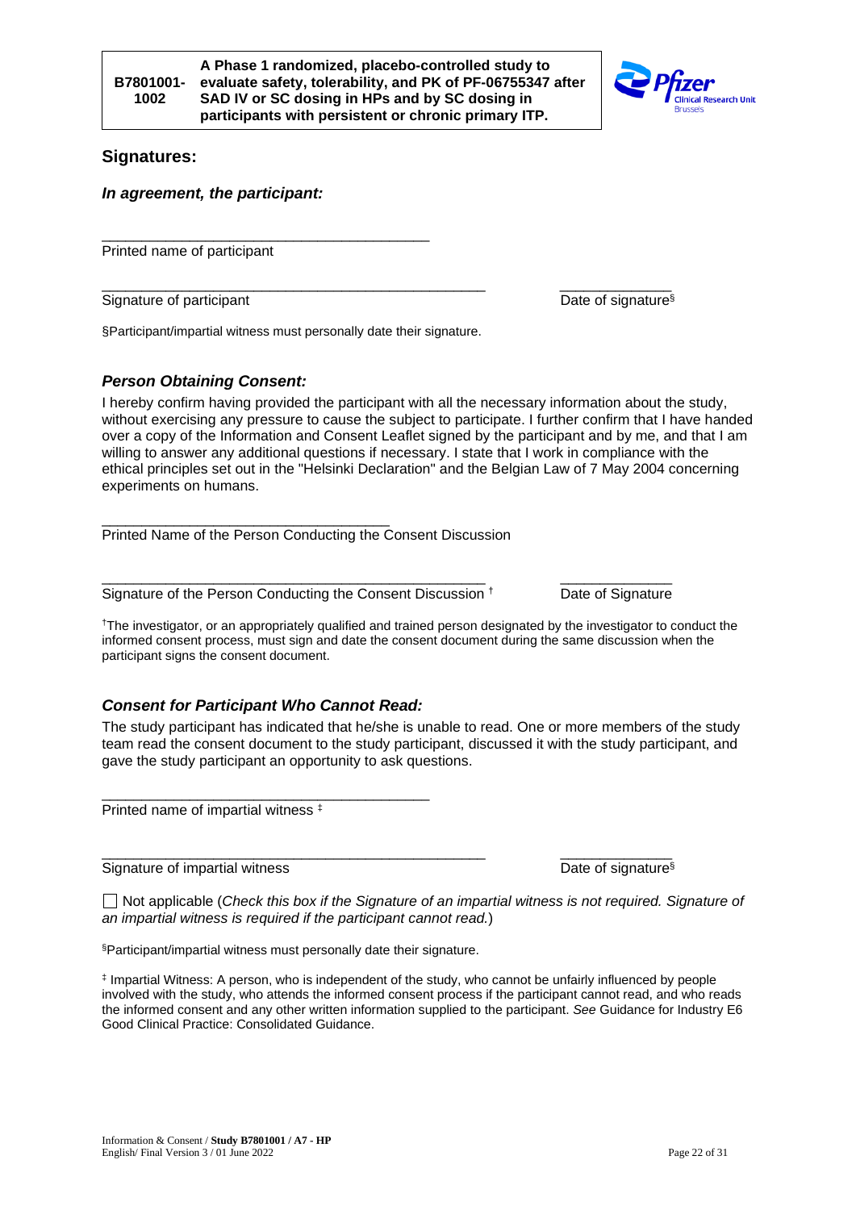| B7801001-1002 | A Phase 1 randomized, placebo-controlled study to evaluate safety, tolerability, and PK of PF-06755347 after SAD IV or SC dosing in HPs and by SC dosing in participants with persistent or chronic primary ITP. |
|---|---|

## Signatures:

### *In agreement, the participant:*

\_\_\_\_\_\_\_\_\_\_\_\_\_\_\_\_\_\_\_\_\_\_\_\_\_\_\_\_\_\_\_\_\_\_\_\_\_\_\_\_\_
Printed name of participant

\_\_\_\_\_\_\_\_\_\_\_\_\_\_\_\_\_\_\_\_\_\_\_\_\_\_\_\_\_\_\_\_\_\_\_\_\_\_\_\_\_\_\_\_\_\_\_\_ \_\_\_\_\_\_\_\_\_\_\_\_\_\_
Signature of participant Date of signature[§]

[§]Participant/impartial witness must personally date their signature.

### *Person Obtaining Consent:*

I hereby confirm having provided the participant with all the necessary information about the study, without exercising any pressure to cause the subject to participate. I further confirm that I have handed over a copy of the Information and Consent Leaflet signed by the participant and by me, and that I am willing to answer any additional questions if necessary. I state that I work in compliance with the ethical principles set out in the "Helsinki Declaration" and the Belgian Law of 7 May 2004 concerning experiments on humans.

\_\_\_\_\_\_\_\_\_\_\_\_\_\_\_\_\_\_\_\_\_\_\_\_\_\_\_\_\_\_\_\_\_\_\_\_
Printed Name of the Person Conducting the Consent Discussion

\_\_\_\_\_\_\_\_\_\_\_\_\_\_\_\_\_\_\_\_\_\_\_\_\_\_\_\_\_\_\_\_\_\_\_\_\_\_\_\_\_\_\_\_\_\_\_\_ \_\_\_\_\_\_\_\_\_\_\_\_\_\_
Signature of the Person Conducting the Consent Discussion [†] Date of Signature

[†]The investigator, or an appropriately qualified and trained person designated by the investigator to conduct the informed consent process, must sign and date the consent document during the same discussion when the participant signs the consent document.

### *Consent for Participant Who Cannot Read:*

The study participant has indicated that he/she is unable to read. One or more members of the study team read the consent document to the study participant, discussed it with the study participant, and gave the study participant an opportunity to ask questions.

\_\_\_\_\_\_\_\_\_\_\_\_\_\_\_\_\_\_\_\_\_\_\_\_\_\_\_\_\_\_\_\_\_\_\_\_\_\_\_\_\_
Printed name of impartial witness [‡]

\_\_\_\_\_\_\_\_\_\_\_\_\_\_\_\_\_\_\_\_\_\_\_\_\_\_\_\_\_\_\_\_\_\_\_\_\_\_\_\_\_\_\_\_\_\_\_\_ \_\_\_\_\_\_\_\_\_\_\_\_\_\_
Signature of impartial witness Date of signature[§]

☐ Not applicable (*Check this box if the Signature of an impartial witness is not required. Signature of an impartial witness is required if the participant cannot read.*)

[§]Participant/impartial witness must personally date their signature.

[‡] Impartial Witness: A person, who is independent of the study, who cannot be unfairly influenced by people involved with the study, who attends the informed consent process if the participant cannot read, and who reads the informed consent and any other written information supplied to the participant. *See* Guidance for Industry E6 Good Clinical Practice: Consolidated Guidance.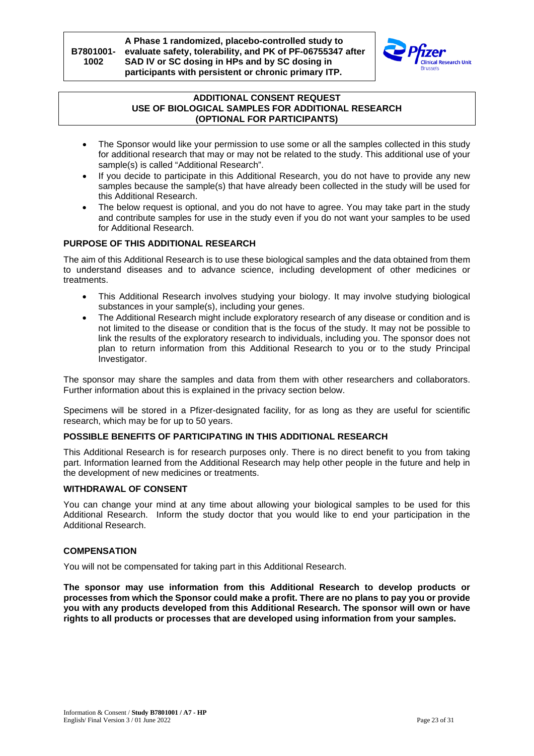## ADDITIONAL CONSENT REQUEST
## USE OF BIOLOGICAL SAMPLES FOR ADDITIONAL RESEARCH
## (OPTIONAL FOR PARTICIPANTS)

- The Sponsor would like your permission to use some or all the samples collected in this study for additional research that may or may not be related to the study. This additional use of your sample(s) is called "Additional Research".
- If you decide to participate in this Additional Research, you do not have to provide any new samples because the sample(s) that have already been collected in the study will be used for this Additional Research.
- The below request is optional, and you do not have to agree. You may take part in the study and contribute samples for use in the study even if you do not want your samples to be used for Additional Research.

### PURPOSE OF THIS ADDITIONAL RESEARCH

The aim of this Additional Research is to use these biological samples and the data obtained from them to understand diseases and to advance science, including development of other medicines or treatments.

- This Additional Research involves studying your biology. It may involve studying biological substances in your sample(s), including your genes.
- The Additional Research might include exploratory research of any disease or condition and is not limited to the disease or condition that is the focus of the study. It may not be possible to link the results of the exploratory research to individuals, including you. The sponsor does not plan to return information from this Additional Research to you or to the study Principal Investigator.

The sponsor may share the samples and data from them with other researchers and collaborators. Further information about this is explained in the privacy section below.

Specimens will be stored in a Pfizer-designated facility, for as long as they are useful for scientific research, which may be for up to 50 years.

### POSSIBLE BENEFITS OF PARTICIPATING IN THIS ADDITIONAL RESEARCH

This Additional Research is for research purposes only. There is no direct benefit to you from taking part. Information learned from the Additional Research may help other people in the future and help in the development of new medicines or treatments.

### WITHDRAWAL OF CONSENT

You can change your mind at any time about allowing your biological samples to be used for this Additional Research. Inform the study doctor that you would like to end your participation in the Additional Research.

### COMPENSATION

You will not be compensated for taking part in this Additional Research.

**The sponsor may use information from this Additional Research to develop products or processes from which the Sponsor could make a profit. There are no plans to pay you or provide you with any products developed from this Additional Research. The sponsor will own or have rights to all products or processes that are developed using information from your samples.**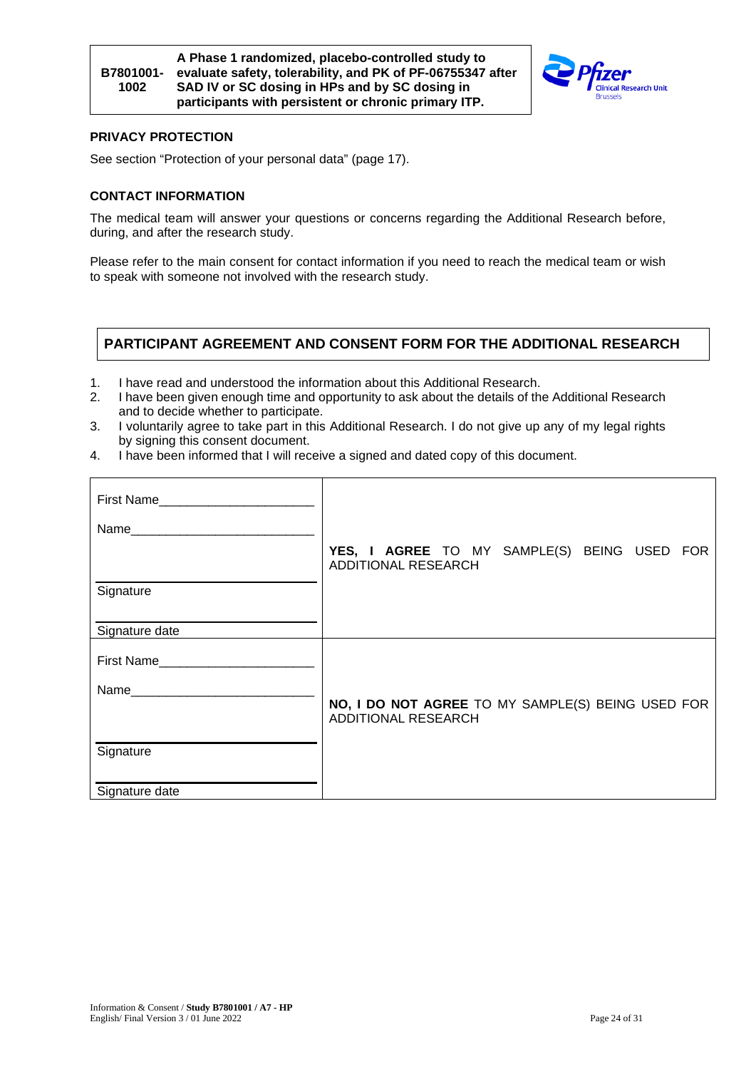## PRIVACY PROTECTION

See section "Protection of your personal data" (page 17).

## CONTACT INFORMATION

The medical team will answer your questions or concerns regarding the Additional Research before, during, and after the research study.

Please refer to the main consent for contact information if you need to reach the medical team or wish to speak with someone not involved with the research study.

## PARTICIPANT AGREEMENT AND CONSENT FORM FOR THE ADDITIONAL RESEARCH

1. I have read and understood the information about this Additional Research.
2. I have been given enough time and opportunity to ask about the details of the Additional Research and to decide whether to participate.
3. I voluntarily agree to take part in this Additional Research. I do not give up any of my legal rights by signing this consent document.
4. I have been informed that I will receive a signed and dated copy of this document.

| | |
|---|---|
| First Name______________________<br>Name__________________________<br>Signature<br>Signature date | **YES, I AGREE** TO MY SAMPLE(S) BEING USED FOR ADDITIONAL RESEARCH |
| First Name______________________<br>Name__________________________<br>Signature<br>Signature date | **NO, I DO NOT AGREE** TO MY SAMPLE(S) BEING USED FOR ADDITIONAL RESEARCH |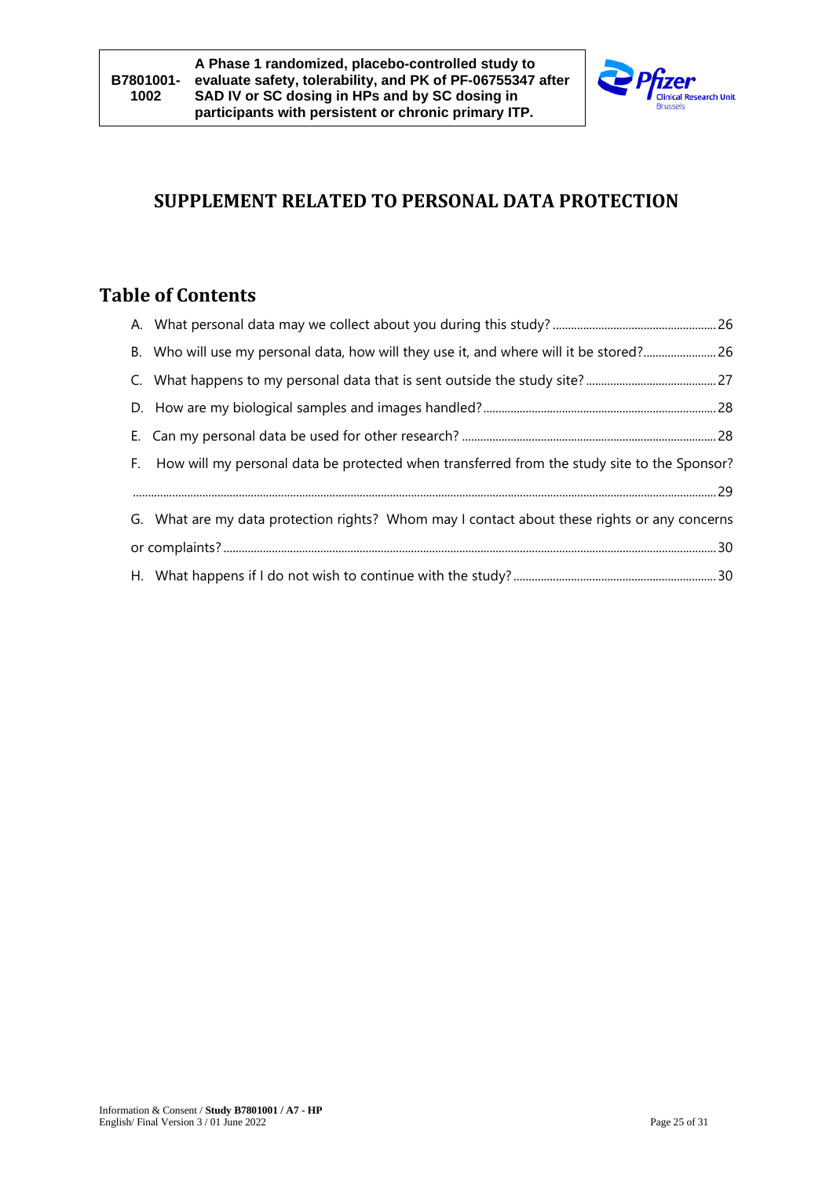# SUPPLEMENT RELATED TO PERSONAL DATA PROTECTION

## Table of Contents

A. What personal data may we collect about you during this study? ..... 26

B. Who will use my personal data, how will they use it, and where will it be stored? ..... 26

C. What happens to my personal data that is sent outside the study site? ..... 27

D. How are my biological samples and images handled? ..... 28

E. Can my personal data be used for other research? ..... 28

F. How will my personal data be protected when transferred from the study site to the Sponsor? ..... 29

G. What are my data protection rights? Whom may I contact about these rights or any concerns or complaints? ..... 30

H. What happens if I do not wish to continue with the study? ..... 30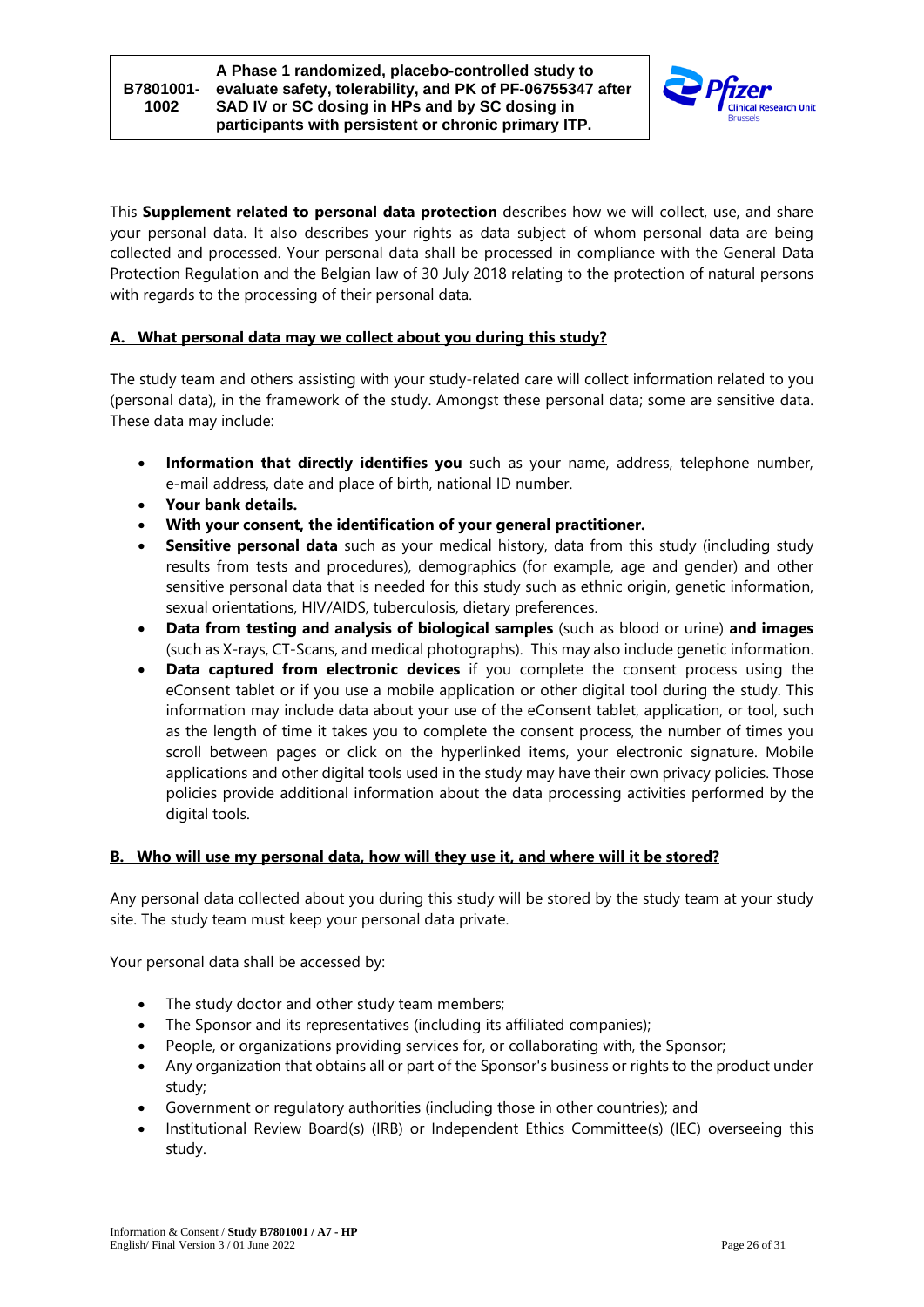This **Supplement related to personal data protection** describes how we will collect, use, and share your personal data. It also describes your rights as data subject of whom personal data are being collected and processed. Your personal data shall be processed in compliance with the General Data Protection Regulation and the Belgian law of 30 July 2018 relating to the protection of natural persons with regards to the processing of their personal data.

## A. What personal data may we collect about you during this study?

The study team and others assisting with your study-related care will collect information related to you (personal data), in the framework of the study. Amongst these personal data; some are sensitive data. These data may include:

- **Information that directly identifies you** such as your name, address, telephone number, e-mail address, date and place of birth, national ID number.
- **Your bank details.**
- **With your consent, the identification of your general practitioner.**
- **Sensitive personal data** such as your medical history, data from this study (including study results from tests and procedures), demographics (for example, age and gender) and other sensitive personal data that is needed for this study such as ethnic origin, genetic information, sexual orientations, HIV/AIDS, tuberculosis, dietary preferences.
- **Data from testing and analysis of biological samples** (such as blood or urine) **and images** (such as X-rays, CT-Scans, and medical photographs). This may also include genetic information.
- **Data captured from electronic devices** if you complete the consent process using the eConsent tablet or if you use a mobile application or other digital tool during the study. This information may include data about your use of the eConsent tablet, application, or tool, such as the length of time it takes you to complete the consent process, the number of times you scroll between pages or click on the hyperlinked items, your electronic signature. Mobile applications and other digital tools used in the study may have their own privacy policies. Those policies provide additional information about the data processing activities performed by the digital tools.

## B. Who will use my personal data, how will they use it, and where will it be stored?

Any personal data collected about you during this study will be stored by the study team at your study site. The study team must keep your personal data private.

Your personal data shall be accessed by:

- The study doctor and other study team members;
- The Sponsor and its representatives (including its affiliated companies);
- People, or organizations providing services for, or collaborating with, the Sponsor;
- Any organization that obtains all or part of the Sponsor's business or rights to the product under study;
- Government or regulatory authorities (including those in other countries); and
- Institutional Review Board(s) (IRB) or Independent Ethics Committee(s) (IEC) overseeing this study.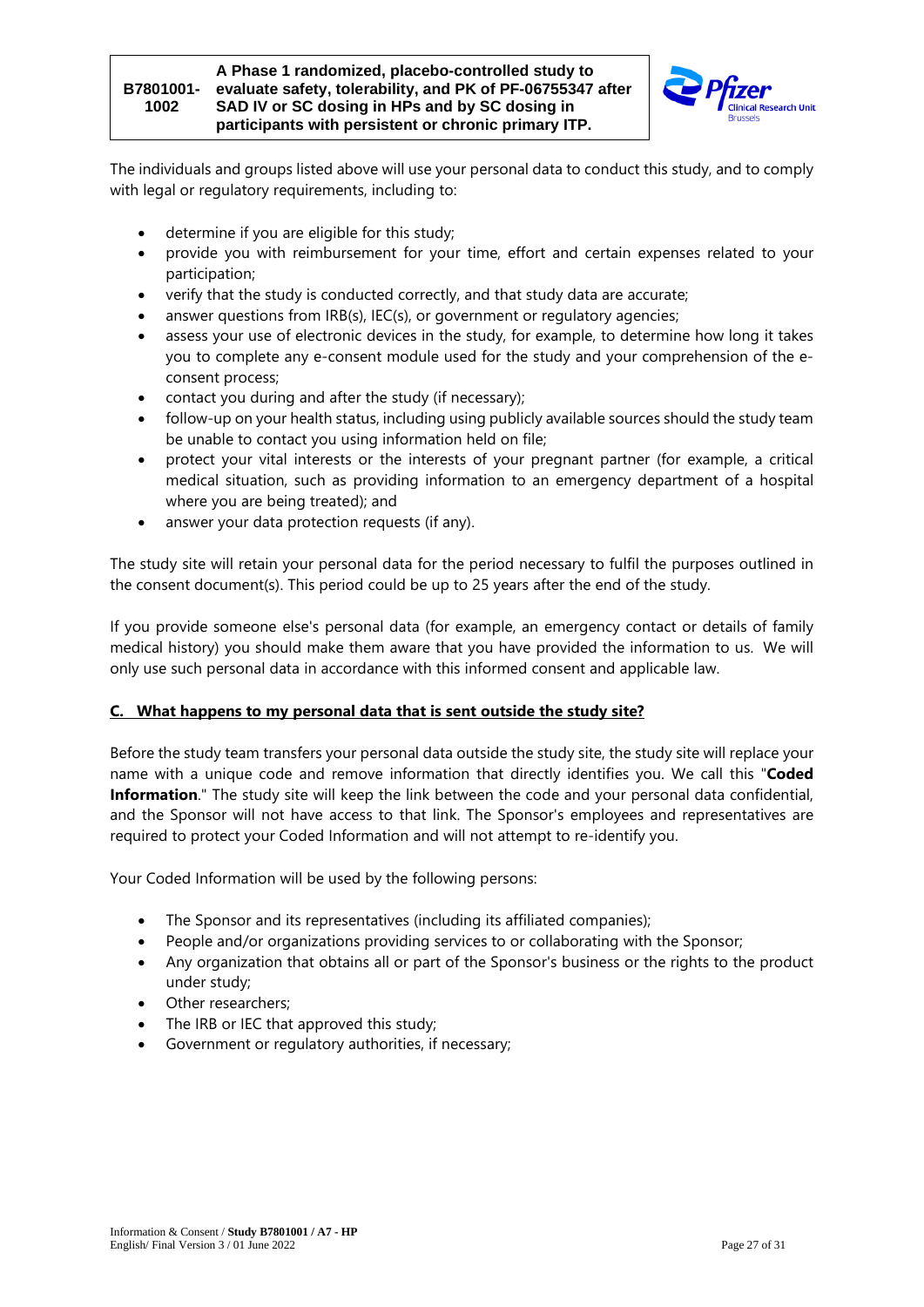The individuals and groups listed above will use your personal data to conduct this study, and to comply with legal or regulatory requirements, including to:

- determine if you are eligible for this study;
- provide you with reimbursement for your time, effort and certain expenses related to your participation;
- verify that the study is conducted correctly, and that study data are accurate;
- answer questions from IRB(s), IEC(s), or government or regulatory agencies;
- assess your use of electronic devices in the study, for example, to determine how long it takes you to complete any e-consent module used for the study and your comprehension of the e-consent process;
- contact you during and after the study (if necessary);
- follow-up on your health status, including using publicly available sources should the study team be unable to contact you using information held on file;
- protect your vital interests or the interests of your pregnant partner (for example, a critical medical situation, such as providing information to an emergency department of a hospital where you are being treated); and
- answer your data protection requests (if any).

The study site will retain your personal data for the period necessary to fulfil the purposes outlined in the consent document(s). This period could be up to 25 years after the end of the study.

If you provide someone else's personal data (for example, an emergency contact or details of family medical history) you should make them aware that you have provided the information to us. We will only use such personal data in accordance with this informed consent and applicable law.

## C. What happens to my personal data that is sent outside the study site?

Before the study team transfers your personal data outside the study site, the study site will replace your name with a unique code and remove information that directly identifies you. We call this "**Coded Information**." The study site will keep the link between the code and your personal data confidential, and the Sponsor will not have access to that link. The Sponsor's employees and representatives are required to protect your Coded Information and will not attempt to re-identify you.

Your Coded Information will be used by the following persons:

- The Sponsor and its representatives (including its affiliated companies);
- People and/or organizations providing services to or collaborating with the Sponsor;
- Any organization that obtains all or part of the Sponsor's business or the rights to the product under study;
- Other researchers;
- The IRB or IEC that approved this study;
- Government or regulatory authorities, if necessary;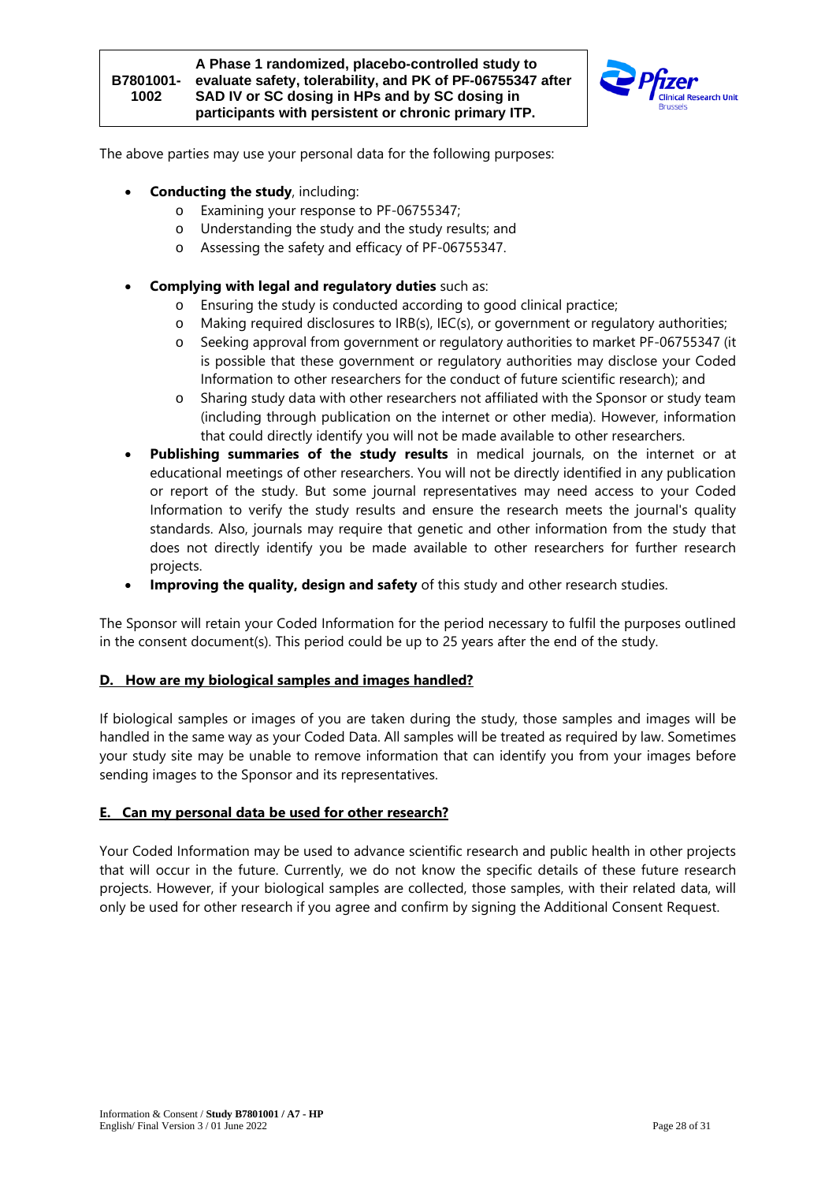The above parties may use your personal data for the following purposes:

- **Conducting the study**, including:
  - Examining your response to PF-06755347;
  - Understanding the study and the study results; and
  - Assessing the safety and efficacy of PF-06755347.

- **Complying with legal and regulatory duties** such as:
  - Ensuring the study is conducted according to good clinical practice;
  - Making required disclosures to IRB(s), IEC(s), or government or regulatory authorities;
  - Seeking approval from government or regulatory authorities to market PF-06755347 (it is possible that these government or regulatory authorities may disclose your Coded Information to other researchers for the conduct of future scientific research); and
  - Sharing study data with other researchers not affiliated with the Sponsor or study team (including through publication on the internet or other media). However, information that could directly identify you will not be made available to other researchers.
- **Publishing summaries of the study results** in medical journals, on the internet or at educational meetings of other researchers. You will not be directly identified in any publication or report of the study. But some journal representatives may need access to your Coded Information to verify the study results and ensure the research meets the journal's quality standards. Also, journals may require that genetic and other information from the study that does not directly identify you be made available to other researchers for further research projects.
- **Improving the quality, design and safety** of this study and other research studies.

The Sponsor will retain your Coded Information for the period necessary to fulfil the purposes outlined in the consent document(s). This period could be up to 25 years after the end of the study.

## D. How are my biological samples and images handled?

If biological samples or images of you are taken during the study, those samples and images will be handled in the same way as your Coded Data. All samples will be treated as required by law. Sometimes your study site may be unable to remove information that can identify you from your images before sending images to the Sponsor and its representatives.

## E. Can my personal data be used for other research?

Your Coded Information may be used to advance scientific research and public health in other projects that will occur in the future. Currently, we do not know the specific details of these future research projects. However, if your biological samples are collected, those samples, with their related data, will only be used for other research if you agree and confirm by signing the Additional Consent Request.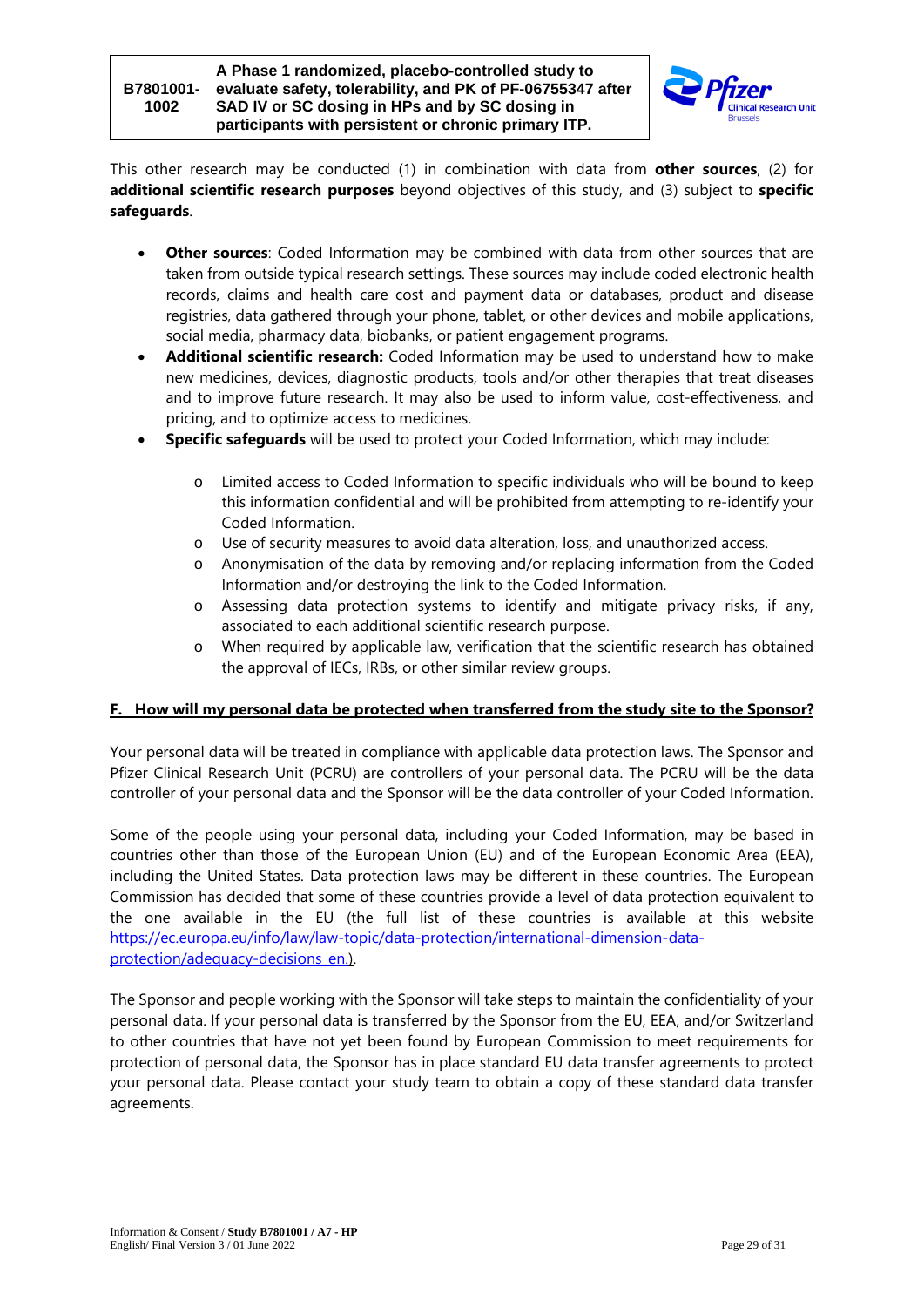This other research may be conducted (1) in combination with data from **other sources**, (2) for **additional scientific research purposes** beyond objectives of this study, and (3) subject to **specific safeguards**.

- **Other sources**: Coded Information may be combined with data from other sources that are taken from outside typical research settings. These sources may include coded electronic health records, claims and health care cost and payment data or databases, product and disease registries, data gathered through your phone, tablet, or other devices and mobile applications, social media, pharmacy data, biobanks, or patient engagement programs.
- **Additional scientific research:** Coded Information may be used to understand how to make new medicines, devices, diagnostic products, tools and/or other therapies that treat diseases and to improve future research. It may also be used to inform value, cost-effectiveness, and pricing, and to optimize access to medicines.
- **Specific safeguards** will be used to protect your Coded Information, which may include:
    - Limited access to Coded Information to specific individuals who will be bound to keep this information confidential and will be prohibited from attempting to re-identify your Coded Information.
    - Use of security measures to avoid data alteration, loss, and unauthorized access.
    - Anonymisation of the data by removing and/or replacing information from the Coded Information and/or destroying the link to the Coded Information.
    - Assessing data protection systems to identify and mitigate privacy risks, if any, associated to each additional scientific research purpose.
    - When required by applicable law, verification that the scientific research has obtained the approval of IECs, IRBs, or other similar review groups.

**F. How will my personal data be protected when transferred from the study site to the Sponsor?**

Your personal data will be treated in compliance with applicable data protection laws. The Sponsor and Pfizer Clinical Research Unit (PCRU) are controllers of your personal data. The PCRU will be the data controller of your personal data and the Sponsor will be the data controller of your Coded Information.

Some of the people using your personal data, including your Coded Information, may be based in countries other than those of the European Union (EU) and of the European Economic Area (EEA), including the United States. Data protection laws may be different in these countries. The European Commission has decided that some of these countries provide a level of data protection equivalent to the one available in the EU (the full list of these countries is available at this website https://ec.europa.eu/info/law/law-topic/data-protection/international-dimension-data-protection/adequacy-decisions_en.).

The Sponsor and people working with the Sponsor will take steps to maintain the confidentiality of your personal data. If your personal data is transferred by the Sponsor from the EU, EEA, and/or Switzerland to other countries that have not yet been found by European Commission to meet requirements for protection of personal data, the Sponsor has in place standard EU data transfer agreements to protect your personal data. Please contact your study team to obtain a copy of these standard data transfer agreements.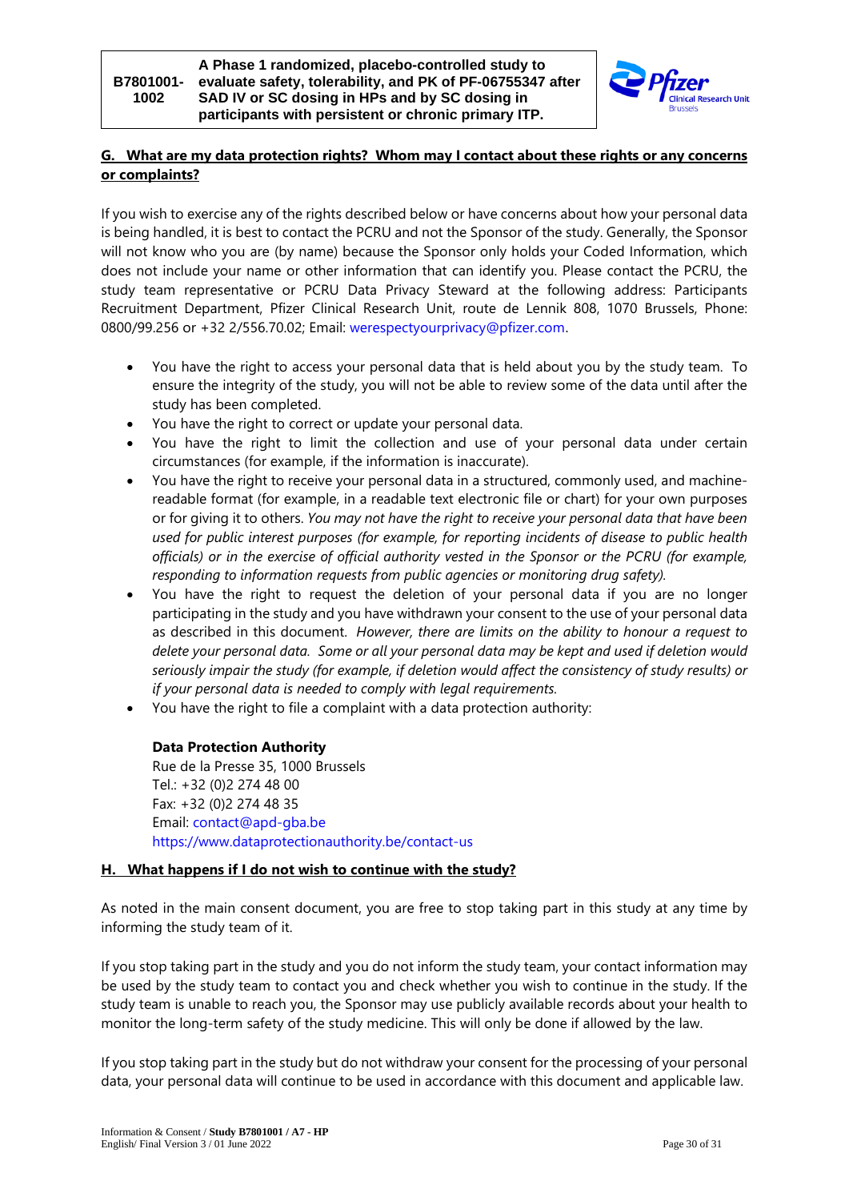## G. What are my data protection rights? Whom may I contact about these rights or any concerns or complaints?

If you wish to exercise any of the rights described below or have concerns about how your personal data is being handled, it is best to contact the PCRU and not the Sponsor of the study. Generally, the Sponsor will not know who you are (by name) because the Sponsor only holds your Coded Information, which does not include your name or other information that can identify you. Please contact the PCRU, the study team representative or PCRU Data Privacy Steward at the following address: Participants Recruitment Department, Pfizer Clinical Research Unit, route de Lennik 808, 1070 Brussels, Phone: 0800/99.256 or +32 2/556.70.02; Email: werespectyourprivacy@pfizer.com.

- You have the right to access your personal data that is held about you by the study team. To ensure the integrity of the study, you will not be able to review some of the data until after the study has been completed.
- You have the right to correct or update your personal data.
- You have the right to limit the collection and use of your personal data under certain circumstances (for example, if the information is inaccurate).
- You have the right to receive your personal data in a structured, commonly used, and machine-readable format (for example, in a readable text electronic file or chart) for your own purposes or for giving it to others. *You may not have the right to receive your personal data that have been used for public interest purposes (for example, for reporting incidents of disease to public health officials) or in the exercise of official authority vested in the Sponsor or the PCRU (for example, responding to information requests from public agencies or monitoring drug safety).*
- You have the right to request the deletion of your personal data if you are no longer participating in the study and you have withdrawn your consent to the use of your personal data as described in this document. *However, there are limits on the ability to honour a request to delete your personal data. Some or all your personal data may be kept and used if deletion would seriously impair the study (for example, if deletion would affect the consistency of study results) or if your personal data is needed to comply with legal requirements.*
- You have the right to file a complaint with a data protection authority:

  **Data Protection Authority**
  Rue de la Presse 35, 1000 Brussels
  Tel.: +32 (0)2 274 48 00
  Fax: +32 (0)2 274 48 35
  Email: contact@apd-gba.be
  https://www.dataprotectionauthority.be/contact-us

## H. What happens if I do not wish to continue with the study?

As noted in the main consent document, you are free to stop taking part in this study at any time by informing the study team of it.

If you stop taking part in the study and you do not inform the study team, your contact information may be used by the study team to contact you and check whether you wish to continue in the study. If the study team is unable to reach you, the Sponsor may use publicly available records about your health to monitor the long-term safety of the study medicine. This will only be done if allowed by the law.

If you stop taking part in the study but do not withdraw your consent for the processing of your personal data, your personal data will continue to be used in accordance with this document and applicable law.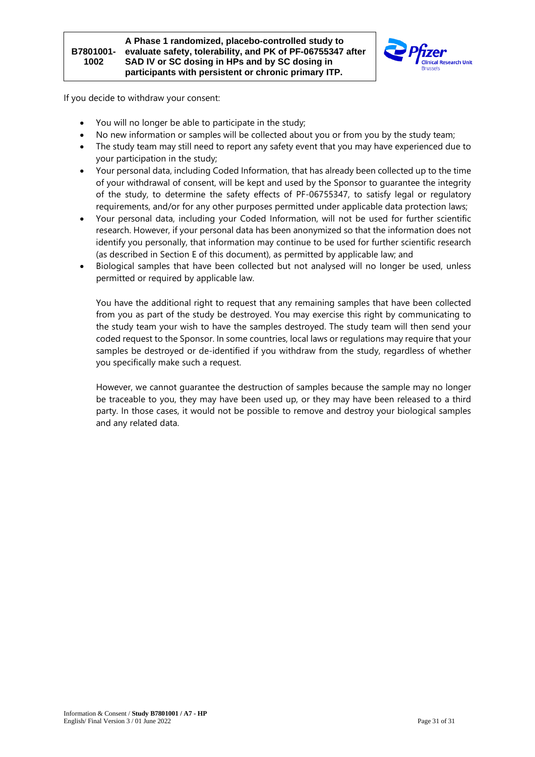If you decide to withdraw your consent:

- You will no longer be able to participate in the study;
- No new information or samples will be collected about you or from you by the study team;
- The study team may still need to report any safety event that you may have experienced due to your participation in the study;
- Your personal data, including Coded Information, that has already been collected up to the time of your withdrawal of consent, will be kept and used by the Sponsor to guarantee the integrity of the study, to determine the safety effects of PF-06755347, to satisfy legal or regulatory requirements, and/or for any other purposes permitted under applicable data protection laws;
- Your personal data, including your Coded Information, will not be used for further scientific research. However, if your personal data has been anonymized so that the information does not identify you personally, that information may continue to be used for further scientific research (as described in Section E of this document), as permitted by applicable law; and
- Biological samples that have been collected but not analysed will no longer be used, unless permitted or required by applicable law.

  You have the additional right to request that any remaining samples that have been collected from you as part of the study be destroyed. You may exercise this right by communicating to the study team your wish to have the samples destroyed. The study team will then send your coded request to the Sponsor. In some countries, local laws or regulations may require that your samples be destroyed or de-identified if you withdraw from the study, regardless of whether you specifically make such a request.

  However, we cannot guarantee the destruction of samples because the sample may no longer be traceable to you, they may have been used up, or they may have been released to a third party. In those cases, it would not be possible to remove and destroy your biological samples and any related data.